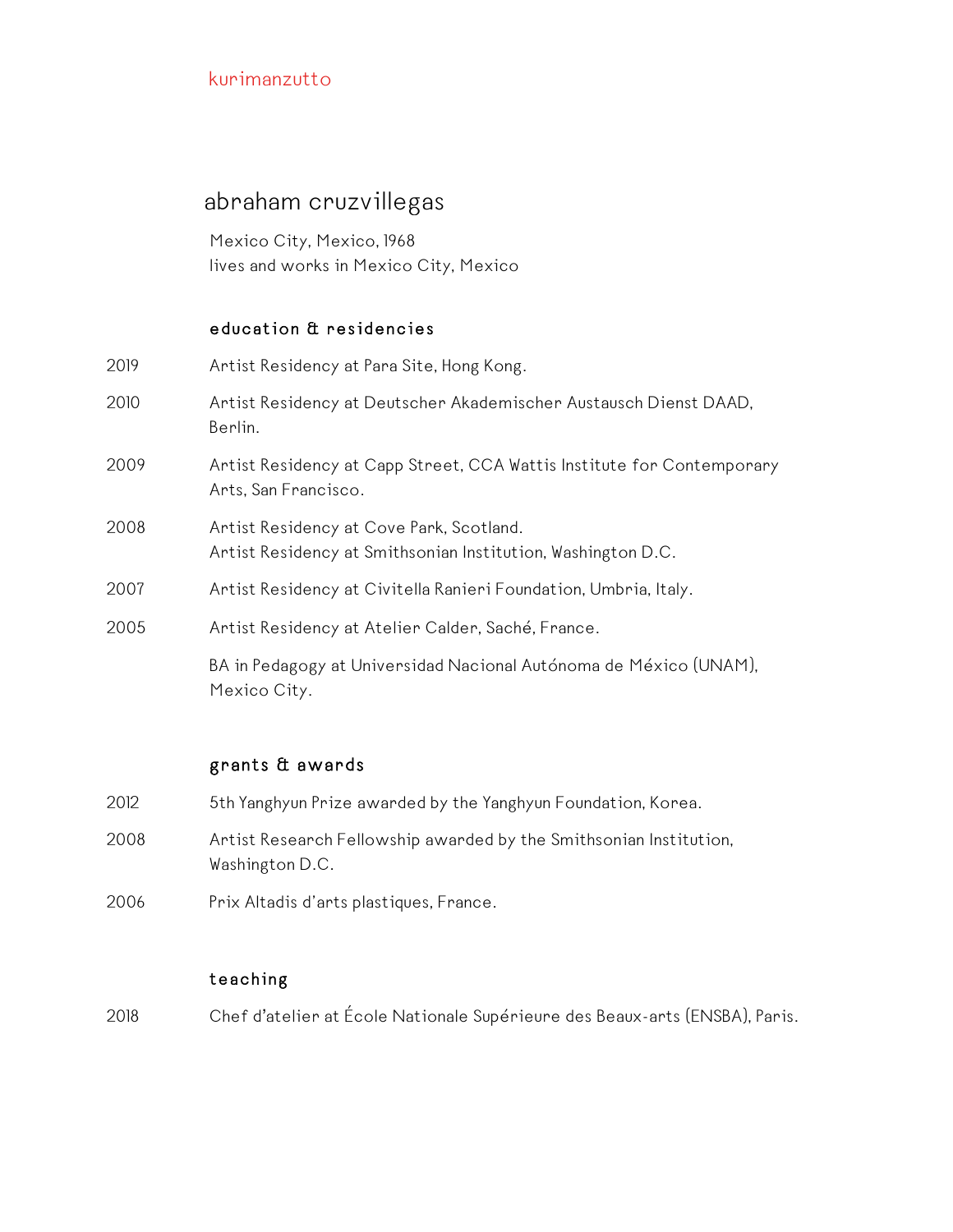kurimanzutto

# abraham cruzvillegas

Mexico City, Mexico, 1968
lives and works in Mexico City, Mexico

## education & residencies

2019 Artist Residency at Para Site, Hong Kong.

2010 Artist Residency at Deutscher Akademischer Austausch Dienst DAAD, Berlin.

2009 Artist Residency at Capp Street, CCA Wattis Institute for Contemporary Arts, San Francisco.

2008 Artist Residency at Cove Park, Scotland.
Artist Residency at Smithsonian Institution, Washington D.C.

2007 Artist Residency at Civitella Ranieri Foundation, Umbria, Italy.

2005 Artist Residency at Atelier Calder, Saché, France.

BA in Pedagogy at Universidad Nacional Autónoma de México (UNAM), Mexico City.

## grants & awards

2012 5th Yanghyun Prize awarded by the Yanghyun Foundation, Korea.

2008 Artist Research Fellowship awarded by the Smithsonian Institution, Washington D.C.

2006 Prix Altadis d'arts plastiques, France.

## teaching

2018 Chef d'atelier at École Nationale Supérieure des Beaux-arts (ENSBA), Paris.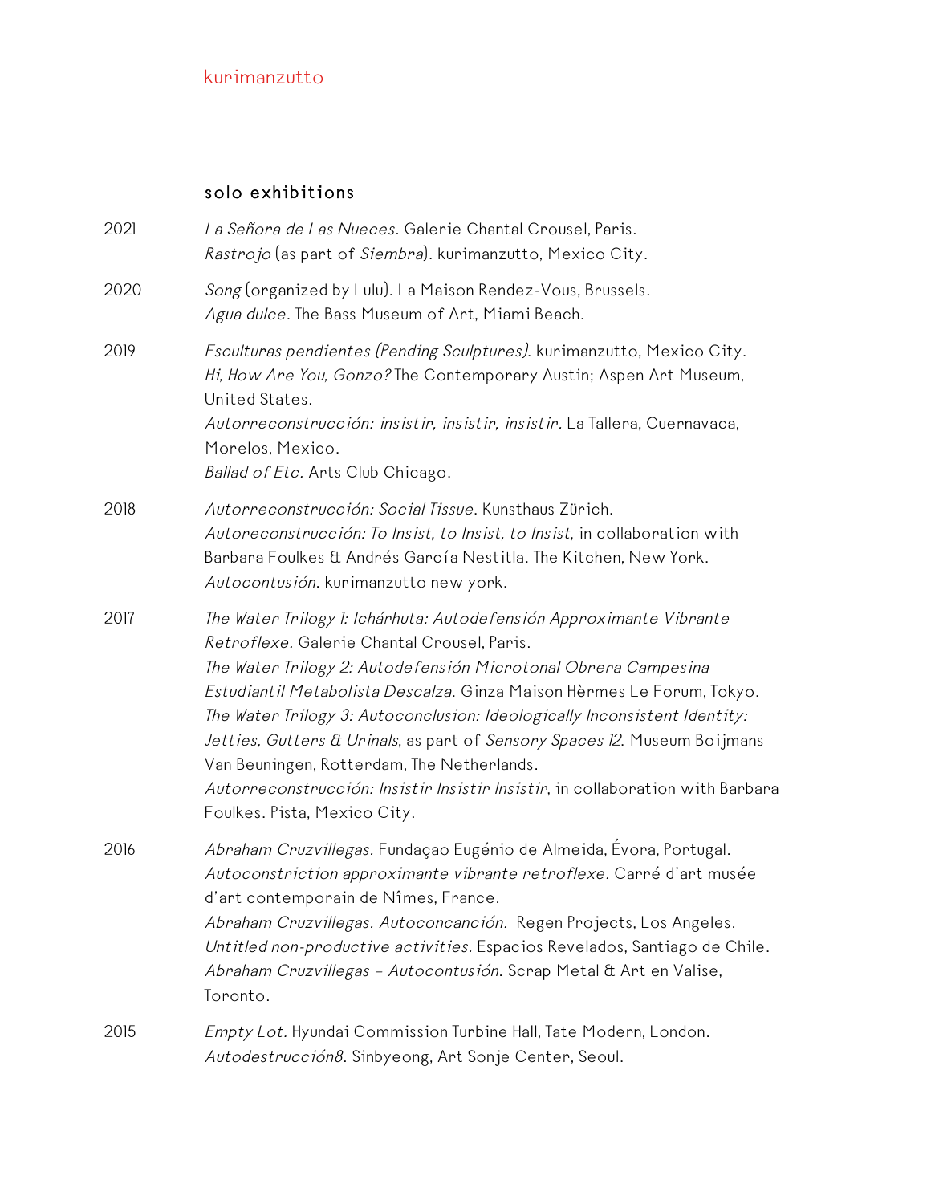## solo exhibitions

**2021**

*La Señora de Las Nueces.* Galerie Chantal Crousel, Paris.
*Rastrojo* (as part of *Siembra*). kurimanzutto, Mexico City.

**2020**

*Song* (organized by Lulu). La Maison Rendez-Vous, Brussels.
*Agua dulce.* The Bass Museum of Art, Miami Beach.

**2019**

*Esculturas pendientes (Pending Sculptures)*. kurimanzutto, Mexico City.
*Hi, How Are You, Gonzo?* The Contemporary Austin; Aspen Art Museum, United States.
*Autorreconstrucción: insistir, insistir, insistir*. La Tallera, Cuernavaca, Morelos, Mexico.
*Ballad of Etc.* Arts Club Chicago.

**2018**

*Autorreconstrucción: Social Tissue*. Kunsthaus Zürich.
*Autoreconstrucción: To Insist, to Insist, to Insist*, in collaboration with Barbara Foulkes & Andrés García Nestitla. The Kitchen, New York.
*Autocontusión*. kurimanzutto new york.

**2017**

*The Water Trilogy 1: Ichárhuta: Autodefensión Approximante Vibrante Retroflexe*. Galerie Chantal Crousel, Paris.
*The Water Trilogy 2: Autodefensión Microtonal Obrera Campesina Estudiantil Metabolista Descalza*. Ginza Maison Hèrmes Le Forum, Tokyo.
*The Water Trilogy 3: Autoconclusion: Ideologically Inconsistent Identity: Jetties, Gutters & Urinals*, as part of *Sensory Spaces 12*. Museum Boijmans Van Beuningen, Rotterdam, The Netherlands.
*Autorreconstrucción: Insistir Insistir Insistir*, in collaboration with Barbara Foulkes. Pista, Mexico City.

**2016**

*Abraham Cruzvillegas.* Fundaçao Eugénio de Almeida, Évora, Portugal.
*Autoconstriction approximante vibrante retroflexe.* Carré d'art musée d'art contemporain de Nîmes, France.
*Abraham Cruzvillegas. Autoconcanción.* Regen Projects, Los Angeles.
*Untitled non-productive activities.* Espacios Revelados, Santiago de Chile.
*Abraham Cruzvillegas - Autocontusión.* Scrap Metal & Art en Valise, Toronto.

**2015**

*Empty Lot.* Hyundai Commission Turbine Hall, Tate Modern, London.
*Autodestrucción8*. Sinbyeong, Art Sonje Center, Seoul.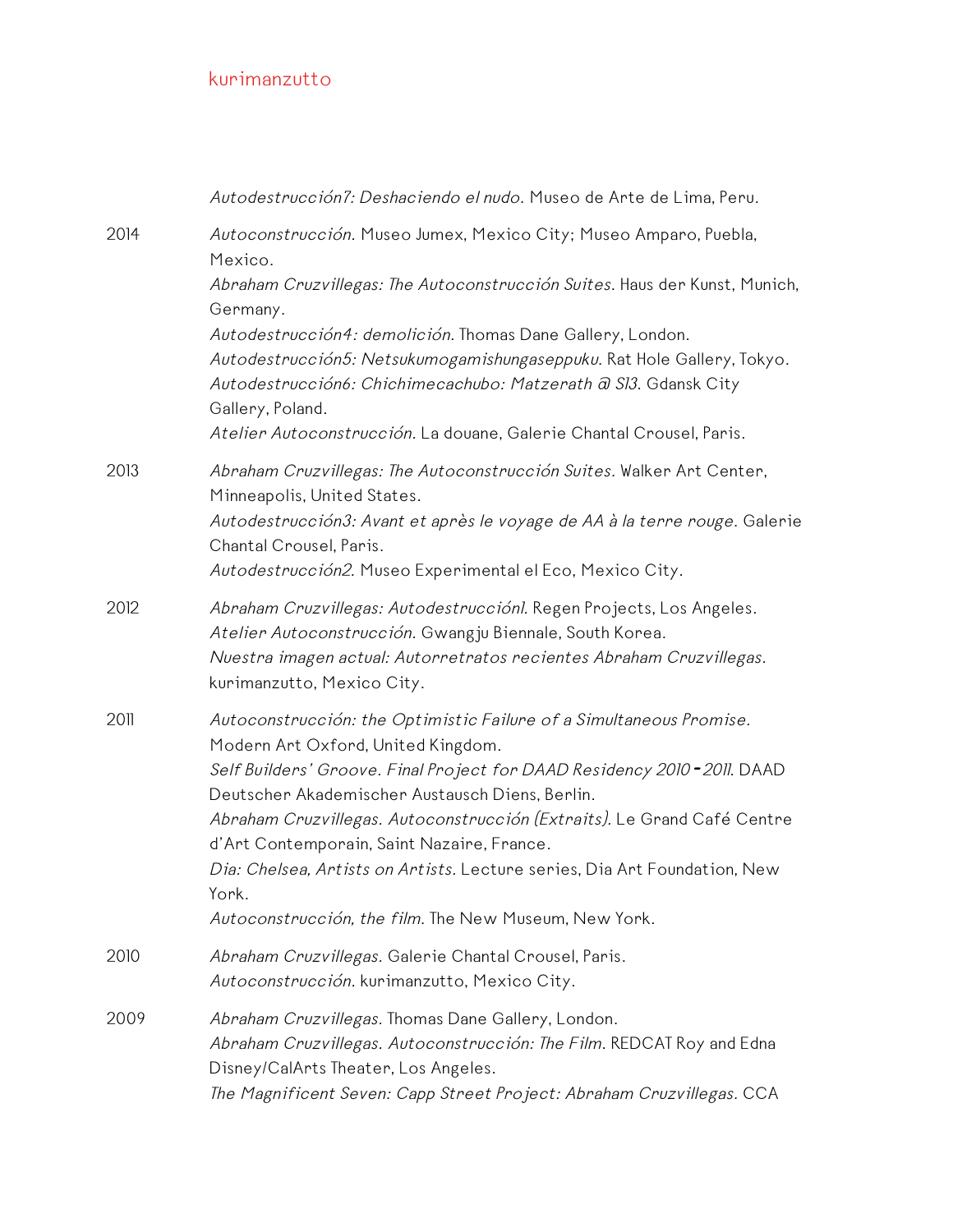*Autodestrucción7: Deshaciendo el nudo.* Museo de Arte de Lima, Peru.

2014
*Autoconstrucción.* Museo Jumex, Mexico City; Museo Amparo, Puebla, Mexico.
*Abraham Cruzvillegas: The Autoconstrucción Suites*. Haus der Kunst, Munich, Germany.
*Autodestrucción4: demolición.* Thomas Dane Gallery, London.
*Autodestrucción5: Netsukumogamishungaseppuku.* Rat Hole Gallery, Tokyo.
*Autodestrucción6: Chichimecachubo: Matzerath @ S13*. Gdansk City Gallery, Poland.
*Atelier Autoconstrucción.* La douane, Galerie Chantal Crousel, Paris.

2013
*Abraham Cruzvillegas: The Autoconstrucción Suites.* Walker Art Center, Minneapolis, United States.
*Autodestrucción3: Avant et après le voyage de AA à la terre rouge*. Galerie Chantal Crousel, Paris.
*Autodestrucción2.* Museo Experimental el Eco, Mexico City.

2012
*Abraham Cruzvillegas: Autodestrucción1.* Regen Projects, Los Angeles.
*Atelier Autoconstrucción.* Gwangju Biennale, South Korea.
*Nuestra imagen actual: Autorretratos recientes Abraham Cruzvillegas*. kurimanzutto, Mexico City.

2011
*Autoconstrucción: the Optimistic Failure of a Simultaneous Promise.* Modern Art Oxford, United Kingdom.
*Self Builders' Groove. Final Project for DAAD Residency 2010 - 2011.* DAAD Deutscher Akademischer Austausch Diens, Berlin.
*Abraham Cruzvillegas. Autoconstrucción (Extraits).* Le Grand Café Centre d'Art Contemporain, Saint Nazaire, France.
*Dia: Chelsea, Artists on Artists.* Lecture series, Dia Art Foundation, New York.
*Autoconstrucción, the film.* The New Museum, New York.

2010
*Abraham Cruzvillegas.* Galerie Chantal Crousel, Paris.
*Autoconstrucción.* kurimanzutto, Mexico City.

2009
*Abraham Cruzvillegas.* Thomas Dane Gallery, London.
*Abraham Cruzvillegas. Autoconstrucción: The Film.* REDCAT Roy and Edna Disney/CalArts Theater, Los Angeles.
*The Magnificent Seven: Capp Street Project: Abraham Cruzvillegas.* CCA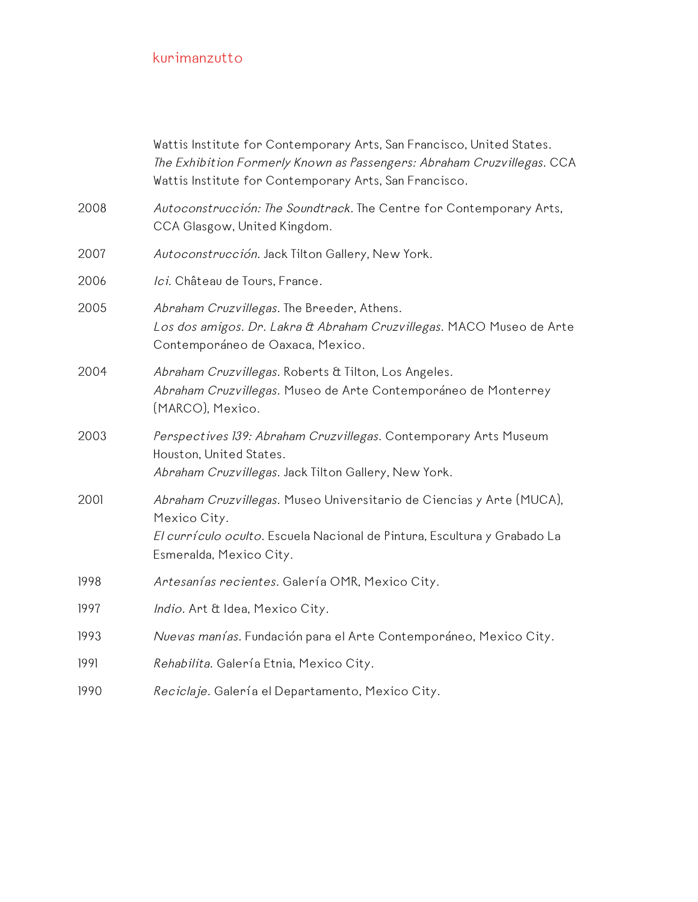Wattis Institute for Contemporary Arts, San Francisco, United States.
*The Exhibition Formerly Known as Passengers: Abraham Cruzvillegas.* CCA Wattis Institute for Contemporary Arts, San Francisco.

2008 *Autoconstrucción: The Soundtrack.* The Centre for Contemporary Arts, CCA Glasgow, United Kingdom.

2007 *Autoconstrucción.* Jack Tilton Gallery, New York.

2006 *Ici.* Château de Tours, France.

2005 *Abraham Cruzvillegas.* The Breeder, Athens.
*Los dos amigos. Dr. Lakra & Abraham Cruzvillegas.* MACO Museo de Arte Contemporáneo de Oaxaca, Mexico.

2004 *Abraham Cruzvillegas.* Roberts & Tilton, Los Angeles.
*Abraham Cruzvillegas.* Museo de Arte Contemporáneo de Monterrey (MARCO), Mexico.

2003 *Perspectives 139: Abraham Cruzvillegas.* Contemporary Arts Museum Houston, United States.
*Abraham Cruzvillegas.* Jack Tilton Gallery, New York.

2001 *Abraham Cruzvillegas.* Museo Universitario de Ciencias y Arte (MUCA), Mexico City.
*El currículo oculto.* Escuela Nacional de Pintura, Escultura y Grabado La Esmeralda, Mexico City.

1998 *Artesanías recientes.* Galería OMR, Mexico City.

1997 *Indio.* Art & Idea, Mexico City.

1993 *Nuevas manías.* Fundación para el Arte Contemporáneo, Mexico City.

1991 *Rehabilita.* Galería Etnia, Mexico City.

1990 *Reciclaje.* Galería el Departamento, Mexico City.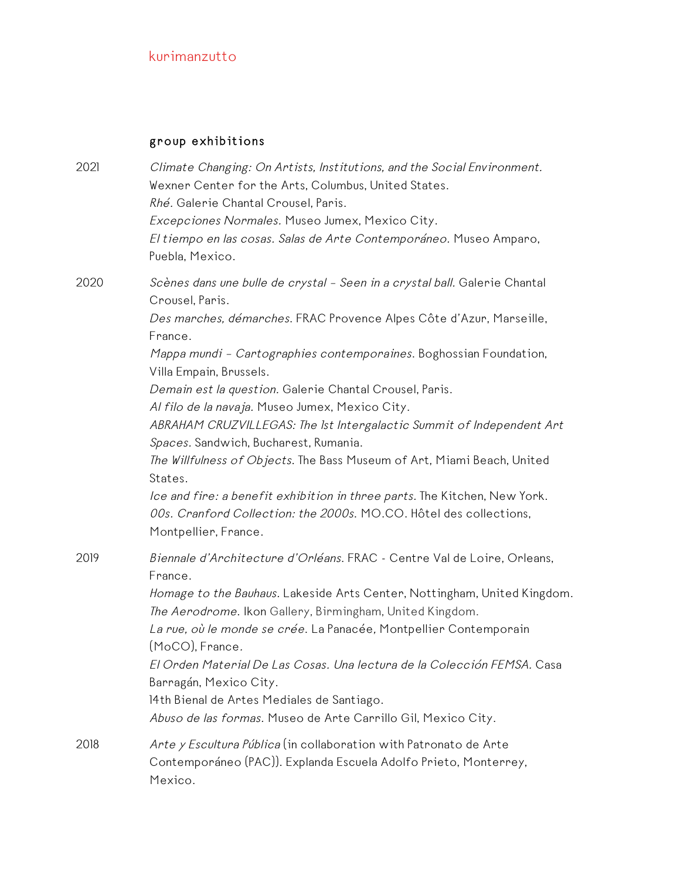## group exhibitions

2021

*Climate Changing: On Artists, Institutions, and the Social Environment.* Wexner Center for the Arts, Columbus, United States.
*Rhé.* Galerie Chantal Crousel, Paris.
*Excepciones Normales.* Museo Jumex, Mexico City.
*El tiempo en las cosas. Salas de Arte Contemporáneo.* Museo Amparo, Puebla, Mexico.

2020

*Scènes dans une bulle de crystal – Seen in a crystal ball.* Galerie Chantal Crousel, Paris.
*Des marches, démarches.* FRAC Provence Alpes Côte d'Azur, Marseille, France.
*Mappa mundi – Cartographies contemporaines.* Boghossian Foundation, Villa Empain, Brussels.
*Demain est la question.* Galerie Chantal Crousel, Paris.
*Al filo de la navaja.* Museo Jumex, Mexico City.
*ABRAHAM CRUZVILLEGAS: The 1st Intergalactic Summit of Independent Art Spaces.* Sandwich, Bucharest, Rumania.
*The Willfulness of Objects.* The Bass Museum of Art, Miami Beach, United States.
*Ice and fire: a benefit exhibition in three parts.* The Kitchen, New York.
*00s. Cranford Collection: the 2000s.* MO.CO. Hôtel des collections, Montpellier, France.

2019

*Biennale d'Architecture d'Orléans.* FRAC - Centre Val de Loire, Orleans, France.
*Homage to the Bauhaus.* Lakeside Arts Center, Nottingham, United Kingdom.
*The Aerodrome.* Ikon Gallery, Birmingham, United Kingdom.
*La rue, où le monde se crée.* La Panacée, Montpellier Contemporain (MoCO), France.
*El Orden Material De Las Cosas. Una lectura de la Colección FEMSA.* Casa Barragán, Mexico City.
14th Bienal de Artes Mediales de Santiago.
*Abuso de las formas.* Museo de Arte Carrillo Gil, Mexico City.

2018

*Arte y Escultura Pública* (in collaboration with Patronato de Arte Contemporáneo (PAC)). Explanda Escuela Adolfo Prieto, Monterrey, Mexico.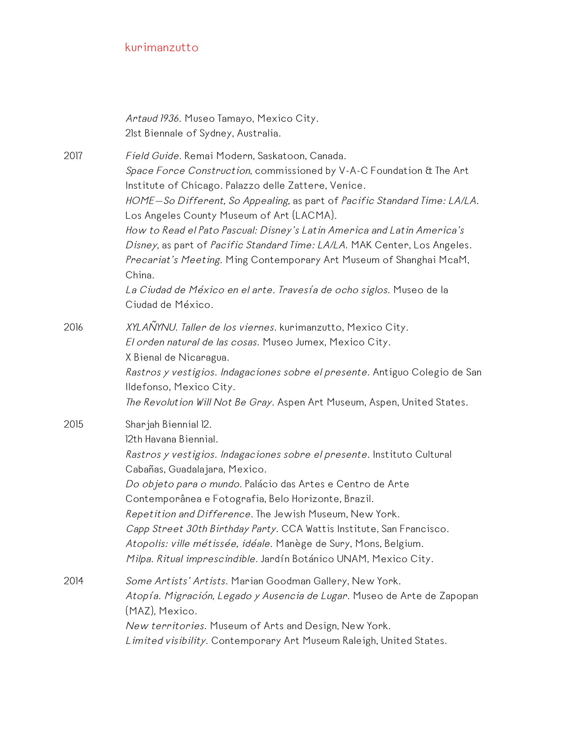*Artaud 1936.* Museo Tamayo, Mexico City.
21st Biennale of Sydney, Australia.

2017

*Field Guide.* Remai Modern, Saskatoon, Canada.
*Space Force Construction*, commissioned by V-A-C Foundation & The Art Institute of Chicago. Palazzo delle Zattere, Venice.
*HOME—So Different, So Appealing*, as part of *Pacific Standard Time: LA/LA.* Los Angeles County Museum of Art (LACMA).
*How to Read el Pato Pascual: Disney's Latin America and Latin America's Disney*, as part of *Pacific Standard Time: LA/LA.* MAK Center, Los Angeles.
*Precariat's Meeting.* Ming Contemporary Art Museum of Shanghai McaM, China.
*La Ciudad de México en el arte. Travesía de ocho siglos.* Museo de la Ciudad de México.

2016

*XYLAÑYNU. Taller de los viernes.* kurimanzutto, Mexico City.
*El orden natural de las cosas.* Museo Jumex, Mexico City.
X Bienal de Nicaragua.
*Rastros y vestigios. Indagaciones sobre el presente.* Antiguo Colegio de San Ildefonso, Mexico City.
*The Revolution Will Not Be Gray.* Aspen Art Museum, Aspen, United States.

2015

Sharjah Biennial 12.
12th Havana Biennial.
*Rastros y vestigios. Indagaciones sobre el presente.* Instituto Cultural Cabañas, Guadalajara, Mexico.
*Do objeto para o mundo.* Palácio das Artes e Centro de Arte Contemporânea e Fotografia, Belo Horizonte, Brazil.
*Repetition and Difference.* The Jewish Museum, New York.
*Capp Street 30th Birthday Party.* CCA Wattis Institute, San Francisco.
*Atopolis: ville métissée, idéale.* Manège de Sury, Mons, Belgium.
*Milpa. Ritual imprescindible.* Jardín Botánico UNAM, Mexico City.

2014

*Some Artists' Artists.* Marian Goodman Gallery, New York.
*Atopía. Migración, Legado y Ausencia de Lugar.* Museo de Arte de Zapopan (MAZ), Mexico.
*New territories.* Museum of Arts and Design, New York.
*Limited visibility.* Contemporary Art Museum Raleigh, United States.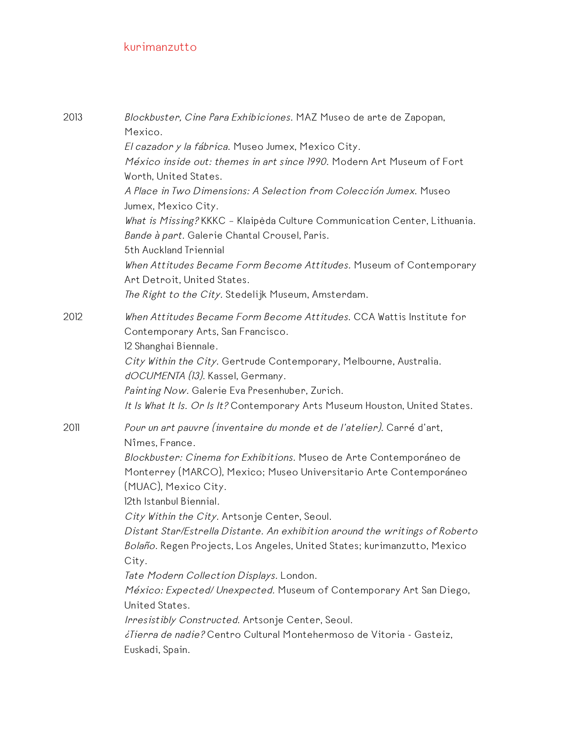2013

*Blockbuster, Cine Para Exhibiciones.* MAZ Museo de arte de Zapopan, Mexico.
*El cazador y la fábrica.* Museo Jumex, Mexico City.
*México inside out: themes in art since 1990.* Modern Art Museum of Fort Worth, United States.
*A Place in Two Dimensions: A Selection from Colección Jumex.* Museo Jumex, Mexico City.
*What is Missing?* KKKC – Klaipėda Culture Communication Center, Lithuania.
*Bande à part.* Galerie Chantal Crousel, Paris.
5th Auckland Triennial
*When Attitudes Became Form Become Attitudes.* Museum of Contemporary Art Detroit, United States.
*The Right to the City.* Stedelijk Museum, Amsterdam.

2012

*When Attitudes Became Form Become Attitudes.* CCA Wattis Institute for Contemporary Arts, San Francisco.
12 Shanghai Biennale.
*City Within the City.* Gertrude Contemporary, Melbourne, Australia.
*dOCUMENTA (13).* Kassel, Germany.
*Painting Now.* Galerie Eva Presenhuber, Zurich.
*It Is What It Is. Or Is It?* Contemporary Arts Museum Houston, United States.

2011

*Pour un art pauvre (inventaire du monde et de l'atelier).* Carré d'art, Nîmes, France.
*Blockbuster: Cinema for Exhibitions.* Museo de Arte Contemporáneo de Monterrey (MARCO), Mexico; Museo Universitario Arte Contemporáneo (MUAC), Mexico City.
12th Istanbul Biennial.
*City Within the City.* Artsonje Center, Seoul.
*Distant Star/Estrella Distante. An exhibition around the writings of Roberto Bolaño.* Regen Projects, Los Angeles, United States; kurimanzutto, Mexico City.
*Tate Modern Collection Displays.* London.
*México: Expected/ Unexpected.* Museum of Contemporary Art San Diego, United States.
*Irresistibly Constructed.* Artsonje Center, Seoul.
*¿Tierra de nadie?* Centro Cultural Montehermoso de Vitoria - Gasteiz, Euskadi, Spain.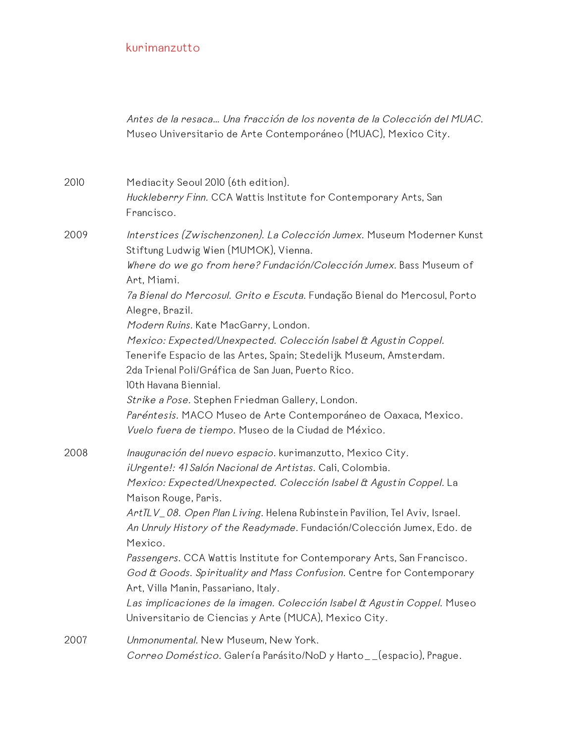*Antes de la resaca... Una fracción de los noventa de la Colección del MUAC.* Museo Universitario de Arte Contemporáneo (MUAC), Mexico City.

2010

Mediacity Seoul 2010 (6th edition).
*Huckleberry Finn.* CCA Wattis Institute for Contemporary Arts, San Francisco.

2009

*Interstices (Zwischenzonen). La Colección Jumex.* Museum Moderner Kunst Stiftung Ludwig Wien (MUMOK), Vienna.
*Where do we go from here? Fundación/Colección Jumex.* Bass Museum of Art, Miami.
*7a Bienal do Mercosul. Grito e Escuta.* Fundação Bienal do Mercosul, Porto Alegre, Brazil.
*Modern Ruins.* Kate MacGarry, London.
*Mexico: Expected/Unexpected. Colección Isabel & Agustin Coppel.* Tenerife Espacio de las Artes, Spain; Stedelijk Museum, Amsterdam.
2da Trienal Poli/Gráfica de San Juan, Puerto Rico.
10th Havana Biennial.
*Strike a Pose.* Stephen Friedman Gallery, London.
*Paréntesis.* MACO Museo de Arte Contemporáneo de Oaxaca, Mexico.
*Vuelo fuera de tiempo.* Museo de la Ciudad de México.

2008

*Inauguración del nuevo espacio.* kurimanzutto, Mexico City.
*¡Urgente!: 41 Salón Nacional de Artistas.* Cali, Colombia.
*Mexico: Expected/Unexpected. Colección Isabel & Agustin Coppel.* La Maison Rouge, Paris.
*ArtTLV_08. Open Plan Living.* Helena Rubinstein Pavilion, Tel Aviv, Israel.
*An Unruly History of the Readymade.* Fundación/Colección Jumex, Edo. de Mexico.
*Passengers.* CCA Wattis Institute for Contemporary Arts, San Francisco.
*God & Goods. Spirituality and Mass Confusion.* Centre for Contemporary Art, Villa Manin, Passariano, Italy.
*Las implicaciones de la imagen. Colección Isabel & Agustin Coppel.* Museo Universitario de Ciencias y Arte (MUCA), Mexico City.

2007

*Unmonumental.* New Museum, New York.
*Correo Doméstico.* Galería Parásito/NoD y Harto__(espacio), Prague.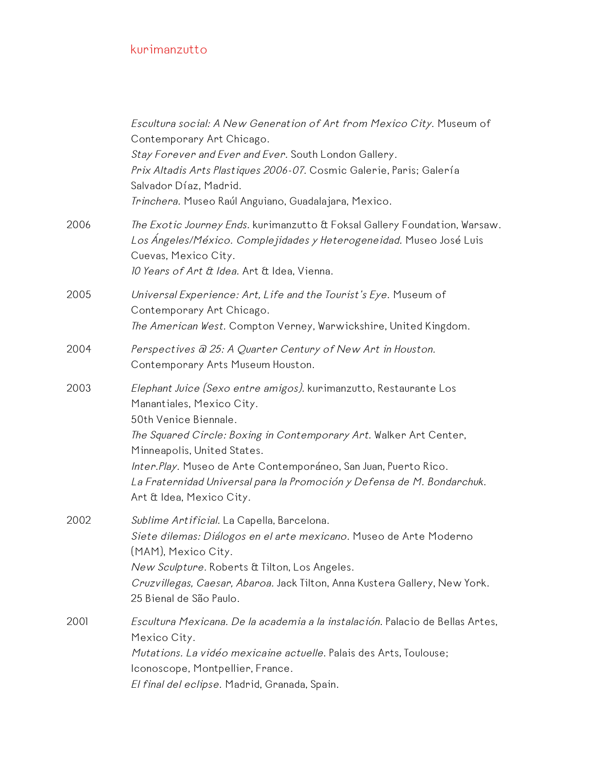*Escultura social: A New Generation of Art from Mexico City*. Museum of Contemporary Art Chicago.
*Stay Forever and Ever and Ever*. South London Gallery.
*Prix Altadis Arts Plastiques 2006-07*. Cosmic Galerie, Paris; Galería Salvador Díaz, Madrid.
*Trinchera*. Museo Raúl Anguiano, Guadalajara, Mexico.

2006
*The Exotic Journey Ends*. kurimanzutto & Foksal Gallery Foundation, Warsaw.
*Los Ángeles/México. Complejidades y Heterogeneidad*. Museo José Luis Cuevas, Mexico City.
*10 Years of Art & Idea*. Art & Idea, Vienna.

2005
*Universal Experience: Art, Life and the Tourist's Eye*. Museum of Contemporary Art Chicago.
*The American West*. Compton Verney, Warwickshire, United Kingdom.

2004
*Perspectives @ 25: A Quarter Century of New Art in Houston*. Contemporary Arts Museum Houston.

2003
*Elephant Juice (Sexo entre amigos)*. kurimanzutto, Restaurante Los Manantiales, Mexico City.
50th Venice Biennale.
*The Squared Circle: Boxing in Contemporary Art*. Walker Art Center, Minneapolis, United States.
*Inter.Play*. Museo de Arte Contemporáneo, San Juan, Puerto Rico.
*La Fraternidad Universal para la Promoción y Defensa de M. Bondarchuk*. Art & Idea, Mexico City.

2002
*Sublime Artificial*. La Capella, Barcelona.
*Siete dilemas: Diálogos en el arte mexicano*. Museo de Arte Moderno (MAM), Mexico City.
*New Sculpture*. Roberts & Tilton, Los Angeles.
*Cruzvillegas, Caesar, Abaroa*. Jack Tilton, Anna Kustera Gallery, New York.
25 Bienal de São Paulo.

2001
*Escultura Mexicana. De la academia a la instalación*. Palacio de Bellas Artes, Mexico City.
*Mutations. La vidéo mexicaine actuelle*. Palais des Arts, Toulouse; Iconoscope, Montpellier, France.
*El final del eclipse*. Madrid, Granada, Spain.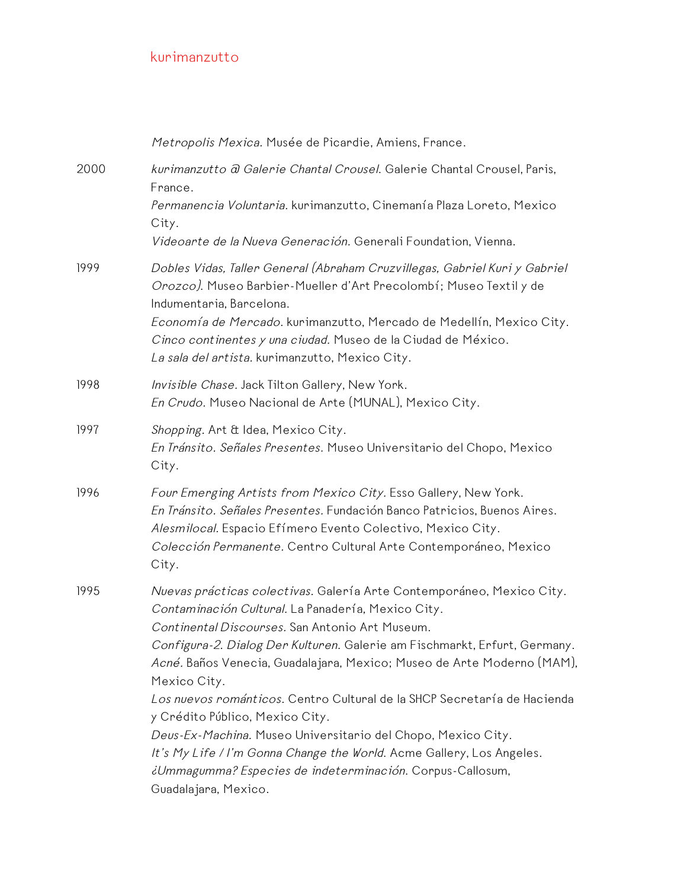*Metropolis Mexica.* Musée de Picardie, Amiens, France.

2000
*kurimanzutto @ Galerie Chantal Crousel.* Galerie Chantal Crousel, Paris, France.
*Permanencia Voluntaria.* kurimanzutto, Cinemanía Plaza Loreto, Mexico City.
*Videoarte de la Nueva Generación.* Generali Foundation, Vienna.

1999
*Dobles Vidas, Taller General (Abraham Cruzvillegas, Gabriel Kuri y Gabriel Orozco).* Museo Barbier-Mueller d'Art Precolombí; Museo Textil y de Indumentaria, Barcelona.
*Economía de Mercado.* kurimanzutto, Mercado de Medellín, Mexico City.
*Cinco continentes y una ciudad.* Museo de la Ciudad de México.
*La sala del artista.* kurimanzutto, Mexico City.

1998
*Invisible Chase.* Jack Tilton Gallery, New York.
*En Crudo.* Museo Nacional de Arte (MUNAL), Mexico City.

1997
*Shopping.* Art & Idea, Mexico City.
*En Tránsito. Señales Presentes.* Museo Universitario del Chopo, Mexico City.

1996
*Four Emerging Artists from Mexico City.* Esso Gallery, New York.
*En Tránsito. Señales Presentes.* Fundación Banco Patricios, Buenos Aires.
*Alesmilocal.* Espacio Efímero Evento Colectivo, Mexico City.
*Colección Permanente.* Centro Cultural Arte Contemporáneo, Mexico City.

1995
*Nuevas prácticas colectivas.* Galería Arte Contemporáneo, Mexico City.
*Contaminación Cultural.* La Panadería, Mexico City.
*Continental Discourses.* San Antonio Art Museum.
*Configura-2. Dialog Der Kulturen.* Galerie am Fischmarkt, Erfurt, Germany.
*Acné.* Baños Venecia, Guadalajara, Mexico; Museo de Arte Moderno (MAM), Mexico City.
*Los nuevos románticos.* Centro Cultural de la SHCP Secretaría de Hacienda y Crédito Público, Mexico City.
*Deus-Ex-Machina.* Museo Universitario del Chopo, Mexico City.
*It's My Life / I'm Gonna Change the World.* Acme Gallery, Los Angeles.
*¿Ummagumma? Especies de indeterminación.* Corpus-Callosum, Guadalajara, Mexico.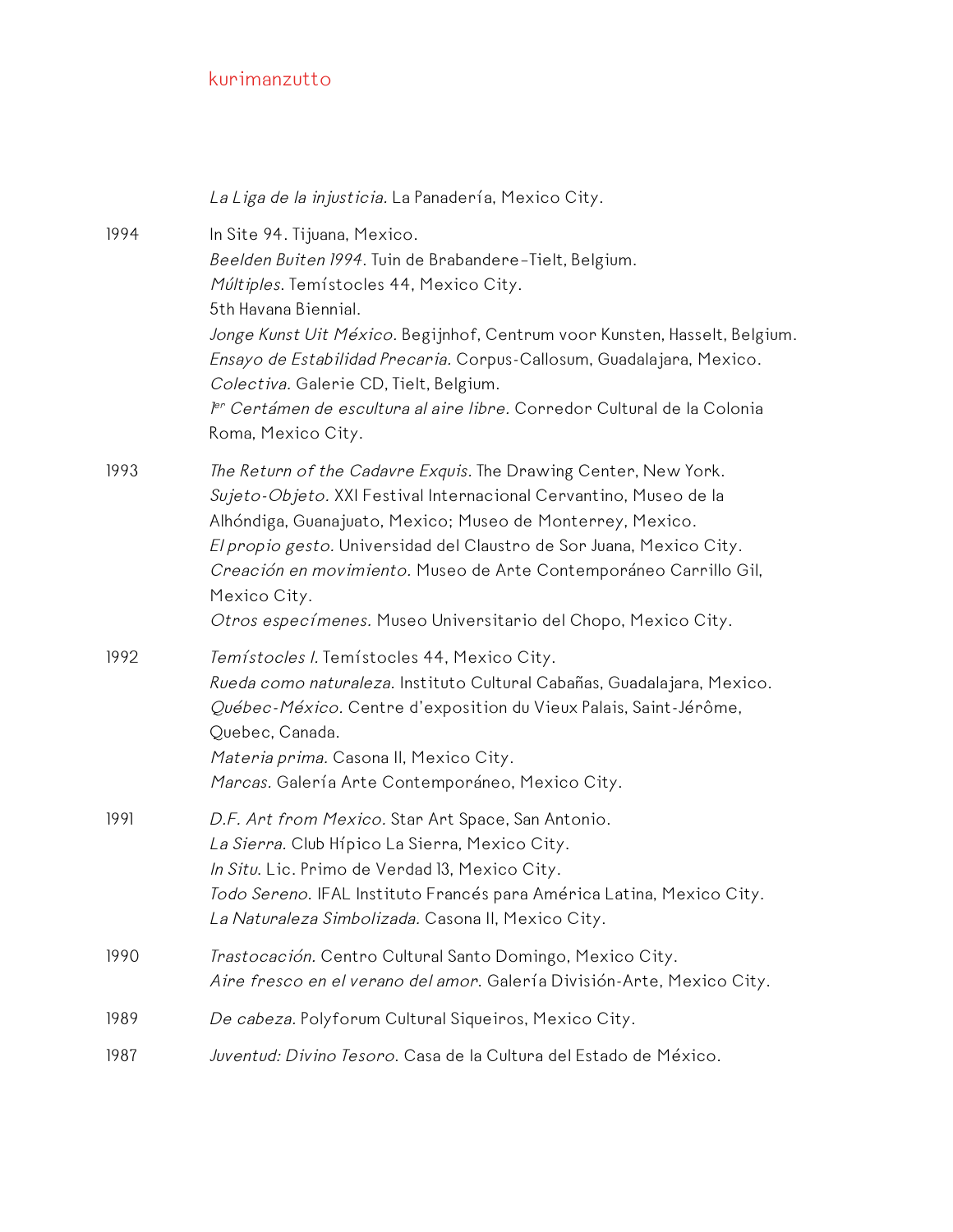*La Liga de la injusticia.* La Panadería, Mexico City.

1994

In Site 94. Tijuana, Mexico.
*Beelden Buiten 1994*. Tuin de Brabandere–Tielt, Belgium.
*Múltiples.* Temístocles 44, Mexico City.
5th Havana Biennial.
*Jonge Kunst Uit México.* Begijnhof, Centrum voor Kunsten, Hasselt, Belgium.
*Ensayo de Estabilidad Precaria.* Corpus-Callosum, Guadalajara, Mexico.
*Colectiva.* Galerie CD, Tielt, Belgium.
*1er Certámen de escultura al aire libre.* Corredor Cultural de la Colonia Roma, Mexico City.

1993

*The Return of the Cadavre Exquis.* The Drawing Center, New York.
*Sujeto-Objeto.* XXI Festival Internacional Cervantino, Museo de la Alhóndiga, Guanajuato, Mexico; Museo de Monterrey, Mexico.
*El propio gesto.* Universidad del Claustro de Sor Juana, Mexico City.
*Creación en movimiento.* Museo de Arte Contemporáneo Carrillo Gil, Mexico City.
*Otros especímenes.* Museo Universitario del Chopo, Mexico City.

1992

*Temístocles I.* Temístocles 44, Mexico City.
*Rueda como naturaleza.* Instituto Cultural Cabañas, Guadalajara, Mexico.
*Québec-México.* Centre d'exposition du Vieux Palais, Saint-Jérôme, Quebec, Canada.
*Materia prima.* Casona II, Mexico City.
*Marcas.* Galería Arte Contemporáneo, Mexico City.

1991

*D.F. Art from Mexico.* Star Art Space, San Antonio.
*La Sierra.* Club Hípico La Sierra, Mexico City.
*In Situ.* Lic. Primo de Verdad 13, Mexico City.
*Todo Sereno.* IFAL Instituto Francés para América Latina, Mexico City.
*La Naturaleza Simbolizada.* Casona II, Mexico City.

1990

*Trastocación.* Centro Cultural Santo Domingo, Mexico City.
*Aire fresco en el verano del amor.* Galería División-Arte, Mexico City.

1989

*De cabeza.* Polyforum Cultural Siqueiros, Mexico City.

1987

*Juventud: Divino Tesoro.* Casa de la Cultura del Estado de México.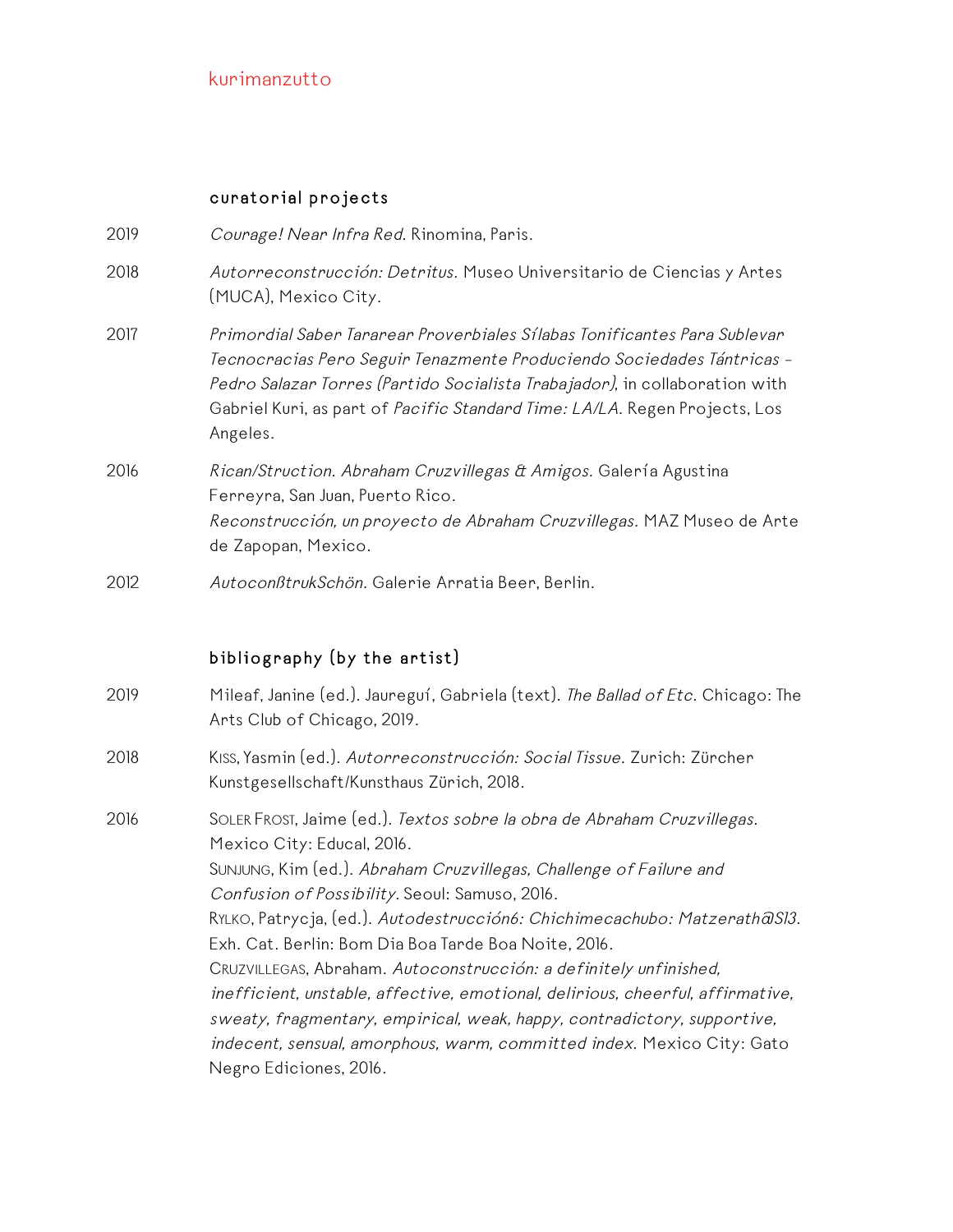## curatorial projects

2019 *Courage! Near Infra Red*. Rinomina, Paris.

2018 *Autorreconstrucción: Detritus*. Museo Universitario de Ciencias y Artes (MUCA), Mexico City.

2017 *Primordial Saber Tararear Proverbiales Sílabas Tonificantes Para Sublevar Tecnocracias Pero Seguir Tenazmente Produciendo Sociedades Tántricas – Pedro Salazar Torres (Partido Socialista Trabajador)*, in collaboration with Gabriel Kuri, as part of *Pacific Standard Time: LA/LA*. Regen Projects, Los Angeles.

2016 *Rican/Struction. Abraham Cruzvillegas & Amigos*. Galería Agustina Ferreyra, San Juan, Puerto Rico.
*Reconstrucción, un proyecto de Abraham Cruzvillegas*. MAZ Museo de Arte de Zapopan, Mexico.

2012 *AutoconßtrukSchön*. Galerie Arratia Beer, Berlin.

## bibliography (by the artist)

2019 Mileaf, Janine (ed.). Jaureguí, Gabriela (text). *The Ballad of Etc*. Chicago: The Arts Club of Chicago, 2019.

2018 Kiss, Yasmin (ed.). *Autorreconstrucción: Social Tissue*. Zurich: Zürcher Kunstgesellschaft/Kunsthaus Zürich, 2018.

2016 Soler Frost, Jaime (ed.). *Textos sobre la obra de Abraham Cruzvillegas*. Mexico City: Educal, 2016.
Sunjung, Kim (ed.). *Abraham Cruzvillegas, Challenge of Failure and Confusion of Possibility*. Seoul: Samuso, 2016.
Rylko, Patrycja, (ed.). *Autodestrucción6: Chichimecachubo: Matzerath@S13*. Exh. Cat. Berlin: Bom Dia Boa Tarde Boa Noite, 2016.
Cruzvillegas, Abraham. *Autoconstrucción: a definitely unfinished, inefficient, unstable, affective, emotional, delirious, cheerful, affirmative, sweaty, fragmentary, empirical, weak, happy, contradictory, supportive, indecent, sensual, amorphous, warm, committed index*. Mexico City: Gato Negro Ediciones, 2016.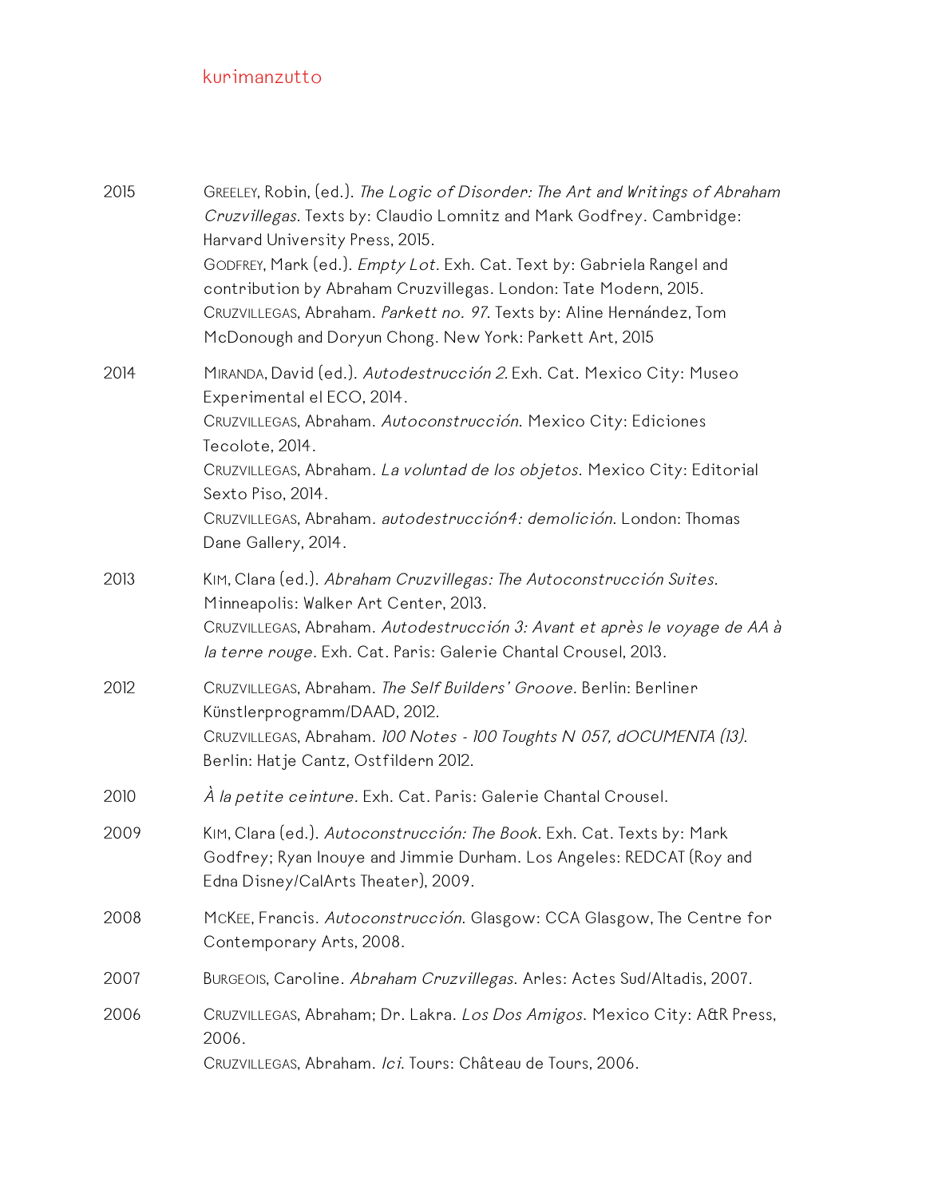2015

GREELEY, Robin, (ed.). *The Logic of Disorder: The Art and Writings of Abraham Cruzvillegas*. Texts by: Claudio Lomnitz and Mark Godfrey. Cambridge: Harvard University Press, 2015.
GODFREY, Mark (ed.). *Empty Lot*. Exh. Cat. Text by: Gabriela Rangel and contribution by Abraham Cruzvillegas. London: Tate Modern, 2015.
CRUZVILLEGAS, Abraham. *Parkett no. 97*. Texts by: Aline Hernández, Tom McDonough and Doryun Chong. New York: Parkett Art, 2015

2014

MIRANDA, David (ed.). *Autodestrucción 2*. Exh. Cat. Mexico City: Museo Experimental el ECO, 2014.
CRUZVILLEGAS, Abraham. *Autoconstrucción*. Mexico City: Ediciones Tecolote, 2014.
CRUZVILLEGAS, Abraham. *La voluntad de los objetos*. Mexico City: Editorial Sexto Piso, 2014.
CRUZVILLEGAS, Abraham. *autodestrucción4: demolición*. London: Thomas Dane Gallery, 2014.

2013

KIM, Clara (ed.). *Abraham Cruzvillegas: The Autoconstrucción Suites*. Minneapolis: Walker Art Center, 2013.
CRUZVILLEGAS, Abraham. *Autodestrucción 3: Avant et après le voyage de AA à la terre rouge*. Exh. Cat. Paris: Galerie Chantal Crousel, 2013.

2012

CRUZVILLEGAS, Abraham. *The Self Builders' Groove*. Berlin: Berliner Künstlerprogramm/DAAD, 2012.
CRUZVILLEGAS, Abraham. *100 Notes - 100 Toughts N 057, dOCUMENTA (13)*. Berlin: Hatje Cantz, Ostfildern 2012.

2010

*À la petite ceinture*. Exh. Cat. Paris: Galerie Chantal Crousel.

2009

KIM, Clara (ed.). *Autoconstrucción: The Book*. Exh. Cat. Texts by: Mark Godfrey; Ryan Inouye and Jimmie Durham. Los Angeles: REDCAT (Roy and Edna Disney/CalArts Theater), 2009.

2008

MCKEE, Francis. *Autoconstrucción*. Glasgow: CCA Glasgow, The Centre for Contemporary Arts, 2008.

2007

BURGEOIS, Caroline. *Abraham Cruzvillegas*. Arles: Actes Sud/Altadis, 2007.

2006

CRUZVILLEGAS, Abraham; Dr. Lakra. *Los Dos Amigos*. Mexico City: A&R Press, 2006.
CRUZVILLEGAS, Abraham. *Ici*. Tours: Château de Tours, 2006.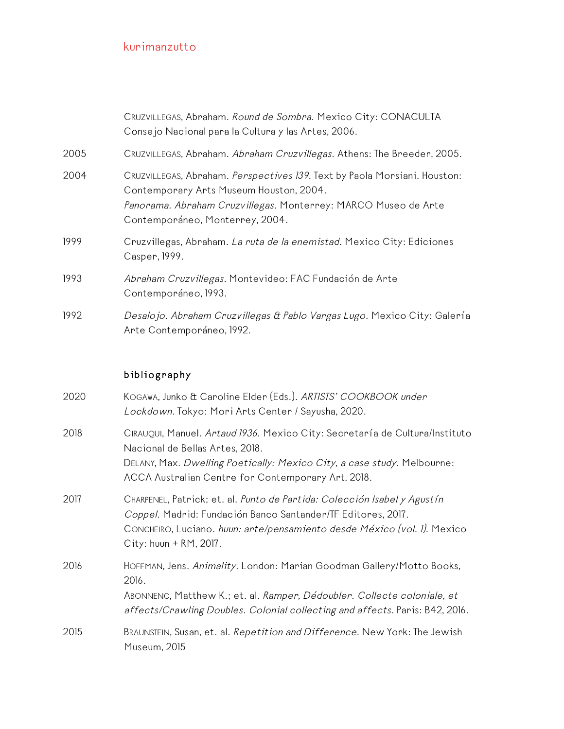| | |
|---|---|
| | CRUZVILLEGAS, Abraham. *Round de Sombra*. Mexico City: CONACULTA Consejo Nacional para la Cultura y las Artes, 2006. |
| 2005 | CRUZVILLEGAS, Abraham. *Abraham Cruzvillegas*. Athens: The Breeder, 2005. |
| 2004 | CRUZVILLEGAS, Abraham. *Perspectives 139*. Text by Paola Morsiani. Houston: Contemporary Arts Museum Houston, 2004.<br>*Panorama. Abraham Cruzvillegas*. Monterrey: MARCO Museo de Arte Contemporáneo, Monterrey, 2004. |
| 1999 | Cruzvillegas, Abraham. *La ruta de la enemistad*. Mexico City: Ediciones Casper, 1999. |
| 1993 | *Abraham Cruzvillegas*. Montevideo: FAC Fundación de Arte Contemporáneo, 1993. |
| 1992 | *Desalojo. Abraham Cruzvillegas & Pablo Vargas Lugo*. Mexico City: Galería Arte Contemporáneo, 1992. |

## bibliography

| | |
|---|---|
| 2020 | KOGAWA, Junko & Caroline Elder (Eds.). *ARTISTS' COOKBOOK under Lockdown*. Tokyo: Mori Arts Center / Sayusha, 2020. |
| 2018 | CIRAUQUI, Manuel. *Artaud 1936*. Mexico City: Secretaría de Cultura/Instituto Nacional de Bellas Artes, 2018.<br>DELANY, Max. *Dwelling Poetically: Mexico City, a case study*. Melbourne: ACCA Australian Centre for Contemporary Art, 2018. |
| 2017 | CHARPENEL, Patrick; et. al. *Punto de Partida: Colección Isabel y Agustín Coppel*. Madrid: Fundación Banco Santander/TF Editores, 2017.<br>CONCHEIRO, Luciano. *huun: arte/pensamiento desde México (vol. 1)*. Mexico City: huun + RM, 2017. |
| 2016 | HOFFMAN, Jens. *Animality*. London: Marian Goodman Gallery/Motto Books, 2016.<br>ABONNENC, Matthew K.; et. al. *Ramper, Dédoubler. Collecte coloniale, et affects/Crawling Doubles. Colonial collecting and affects*. Paris: B42, 2016. |
| 2015 | BRAUNSTEIN, Susan, et. al. *Repetition and Difference*. New York: The Jewish Museum, 2015 |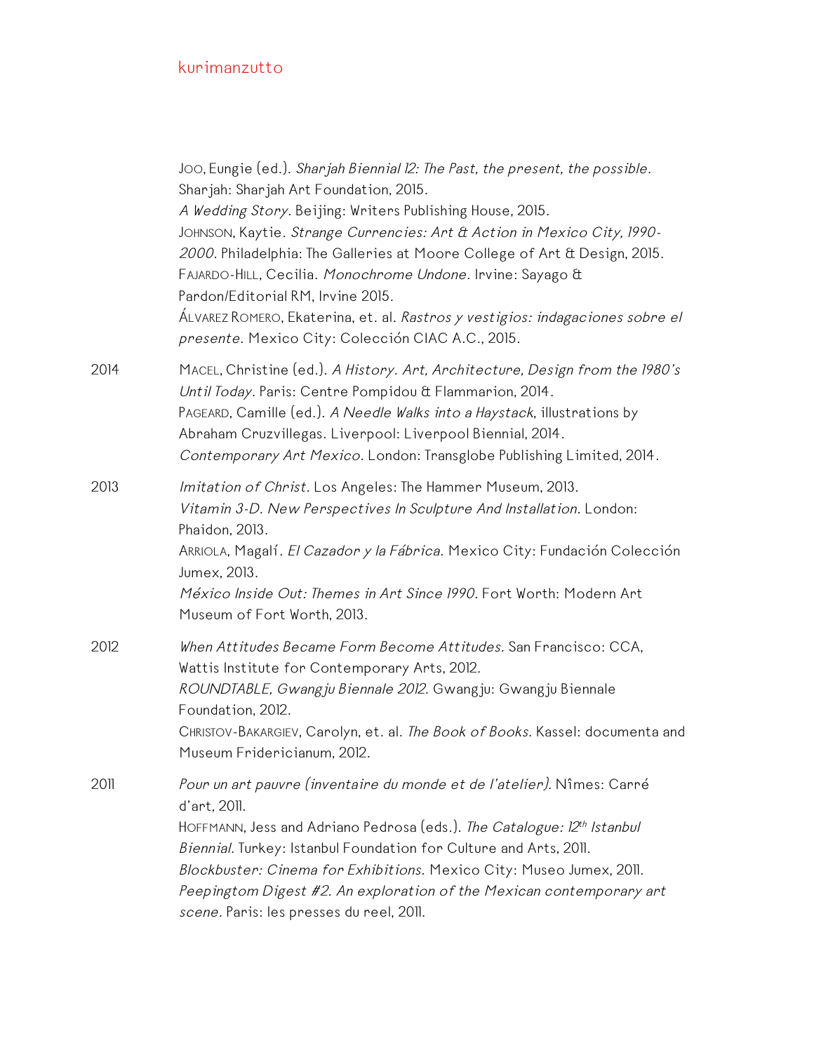Joo, Eungie (ed.). *Sharjah Biennial 12: The Past, the present, the possible.* Sharjah: Sharjah Art Foundation, 2015.
*A Wedding Story.* Beijing: Writers Publishing House, 2015.
Johnson, Kaytie. *Strange Currencies: Art & Action in Mexico City, 1990-2000.* Philadelphia: The Galleries at Moore College of Art & Design, 2015.
Fajardo-Hill, Cecilia. *Monochrome Undone.* Irvine: Sayago & Pardon/Editorial RM, Irvine 2015.
Álvarez Romero, Ekaterina, et. al. *Rastros y vestigios: indagaciones sobre el presente.* Mexico City: Colección CIAC A.C., 2015.

2014

Macel, Christine (ed.). *A History. Art, Architecture, Design from the 1980's Until Today.* Paris: Centre Pompidou & Flammarion, 2014.
Pageard, Camille (ed.). *A Needle Walks into a Haystack*, illustrations by Abraham Cruzvillegas. Liverpool: Liverpool Biennial, 2014.
*Contemporary Art Mexico.* London: Transglobe Publishing Limited, 2014.

2013

*Imitation of Christ.* Los Angeles: The Hammer Museum, 2013.
*Vitamin 3-D. New Perspectives In Sculpture And Installation.* London: Phaidon, 2013.
Arriola, Magalí. *El Cazador y la Fábrica.* Mexico City: Fundación Colección Jumex, 2013.
*México Inside Out: Themes in Art Since 1990.* Fort Worth: Modern Art Museum of Fort Worth, 2013.

2012

*When Attitudes Became Form Become Attitudes.* San Francisco: CCA, Wattis Institute for Contemporary Arts, 2012.
*ROUNDTABLE, Gwangju Biennale 2012.* Gwangju: Gwangju Biennale Foundation, 2012.
Christov-Bakargiev, Carolyn, et. al. *The Book of Books.* Kassel: documenta and Museum Fridericianum, 2012.

2011

*Pour un art pauvre (inventaire du monde et de l'atelier).* Nîmes: Carré d'art, 2011.
Hoffmann, Jess and Adriano Pedrosa (eds.). *The Catalogue: 12th Istanbul Biennial.* Turkey: Istanbul Foundation for Culture and Arts, 2011.
*Blockbuster: Cinema for Exhibitions.* Mexico City: Museo Jumex, 2011.
*Peepingtom Digest #2. An exploration of the Mexican contemporary art scene.* Paris: les presses du reel, 2011.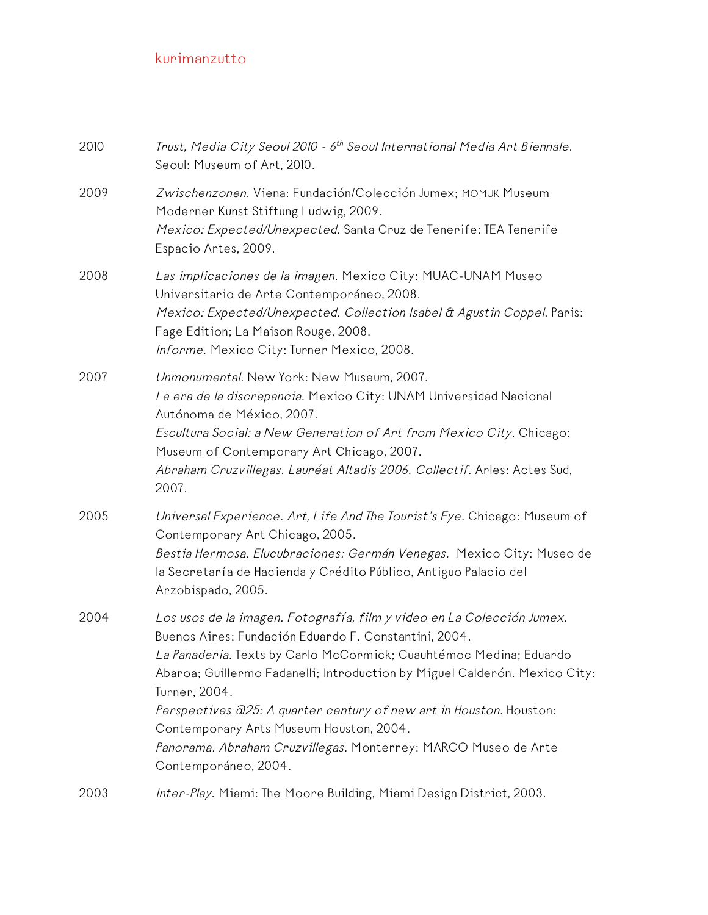2010 *Trust, Media City Seoul 2010 - 6th Seoul International Media Art Biennale*. Seoul: Museum of Art, 2010.

2009 *Zwischenzonen*. Viena: Fundación/Colección Jumex; MOMUK Museum Moderner Kunst Stiftung Ludwig, 2009.
*Mexico: Expected/Unexpected*. Santa Cruz de Tenerife: TEA Tenerife Espacio Artes, 2009.

2008 *Las implicaciones de la imagen*. Mexico City: MUAC-UNAM Museo Universitario de Arte Contemporáneo, 2008.
*Mexico: Expected/Unexpected. Collection Isabel & Agustin Coppel*. Paris: Fage Edition; La Maison Rouge, 2008.
*Informe*. Mexico City: Turner Mexico, 2008.

2007 *Unmonumental*. New York: New Museum, 2007.
*La era de la discrepancia*. Mexico City: UNAM Universidad Nacional Autónoma de México, 2007.
*Escultura Social: a New Generation of Art from Mexico City*. Chicago: Museum of Contemporary Art Chicago, 2007.
*Abraham Cruzvillegas. Lauréat Altadis 2006. Collectif.* Arles: Actes Sud, 2007.

2005 *Universal Experience. Art, Life And The Tourist's Eye.* Chicago: Museum of Contemporary Art Chicago, 2005.
*Bestia Hermosa. Elucubraciones: Germán Venegas.* Mexico City: Museo de la Secretaría de Hacienda y Crédito Público, Antiguo Palacio del Arzobispado, 2005.

2004 *Los usos de la imagen. Fotografía, film y video en La Colección Jumex.* Buenos Aires: Fundación Eduardo F. Constantini, 2004.
*La Panaderia*. Texts by Carlo McCormick; Cuauhtémoc Medina; Eduardo Abaroa; Guillermo Fadanelli; Introduction by Miguel Calderón. Mexico City: Turner, 2004.
*Perspectives @25: A quarter century of new art in Houston.* Houston: Contemporary Arts Museum Houston, 2004.
*Panorama. Abraham Cruzvillegas.* Monterrey: MARCO Museo de Arte Contemporáneo, 2004.

2003 *Inter-Play*. Miami: The Moore Building, Miami Design District, 2003.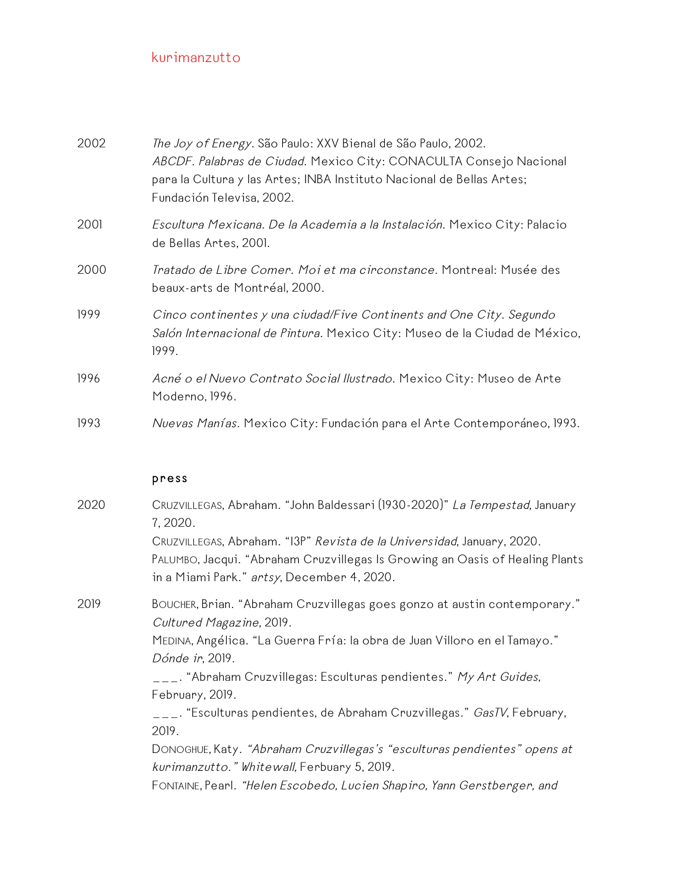2002 *The Joy of Energy*. São Paulo: XXV Bienal de São Paulo, 2002.
*ABCDF. Palabras de Ciudad.* Mexico City: CONACULTA Consejo Nacional para la Cultura y las Artes; INBA Instituto Nacional de Bellas Artes; Fundación Televisa, 2002.

2001 *Escultura Mexicana. De la Academia a la Instalación.* Mexico City: Palacio de Bellas Artes, 2001.

2000 *Tratado de Libre Comer. Moi et ma circonstance.* Montreal: Musée des beaux-arts de Montréal, 2000.

1999 *Cinco continentes y una ciudad/Five Continents and One City. Segundo Salón Internacional de Pintura*. Mexico City: Museo de la Ciudad de México, 1999.

1996 *Acné o el Nuevo Contrato Social Ilustrado.* Mexico City: Museo de Arte Moderno, 1996.

1993 *Nuevas Manías.* Mexico City: Fundación para el Arte Contemporáneo, 1993.

## press

2020 Cruzvillegas, Abraham. "John Baldessari (1930-2020)" *La Tempestad*, January 7, 2020.
Cruzvillegas, Abraham. "13P" *Revista de la Universidad*, January, 2020.
Palumbo, Jacqui. "Abraham Cruzvillegas Is Growing an Oasis of Healing Plants in a Miami Park." *artsy*, December 4, 2020.

2019 Boucher, Brian. "Abraham Cruzvillegas goes gonzo at austin contemporary." *Cultured Magazine*, 2019.
Medina, Angélica. "La Guerra Fría: la obra de Juan Villoro en el Tamayo." *Dónde ir*, 2019.
\_\_\_. "Abraham Cruzvillegas: Esculturas pendientes." *My Art Guides*, February, 2019.
\_\_\_. "Esculturas pendientes, de Abraham Cruzvillegas." *GasTV*, February, 2019.
Donoghue, Katy. *"Abraham Cruzvillegas's "esculturas pendientes" opens at kurimanzutto." Whitewall,* Ferbuary 5, 2019.
Fontaine, Pearl. *"Helen Escobedo, Lucien Shapiro, Yann Gerstberger, and*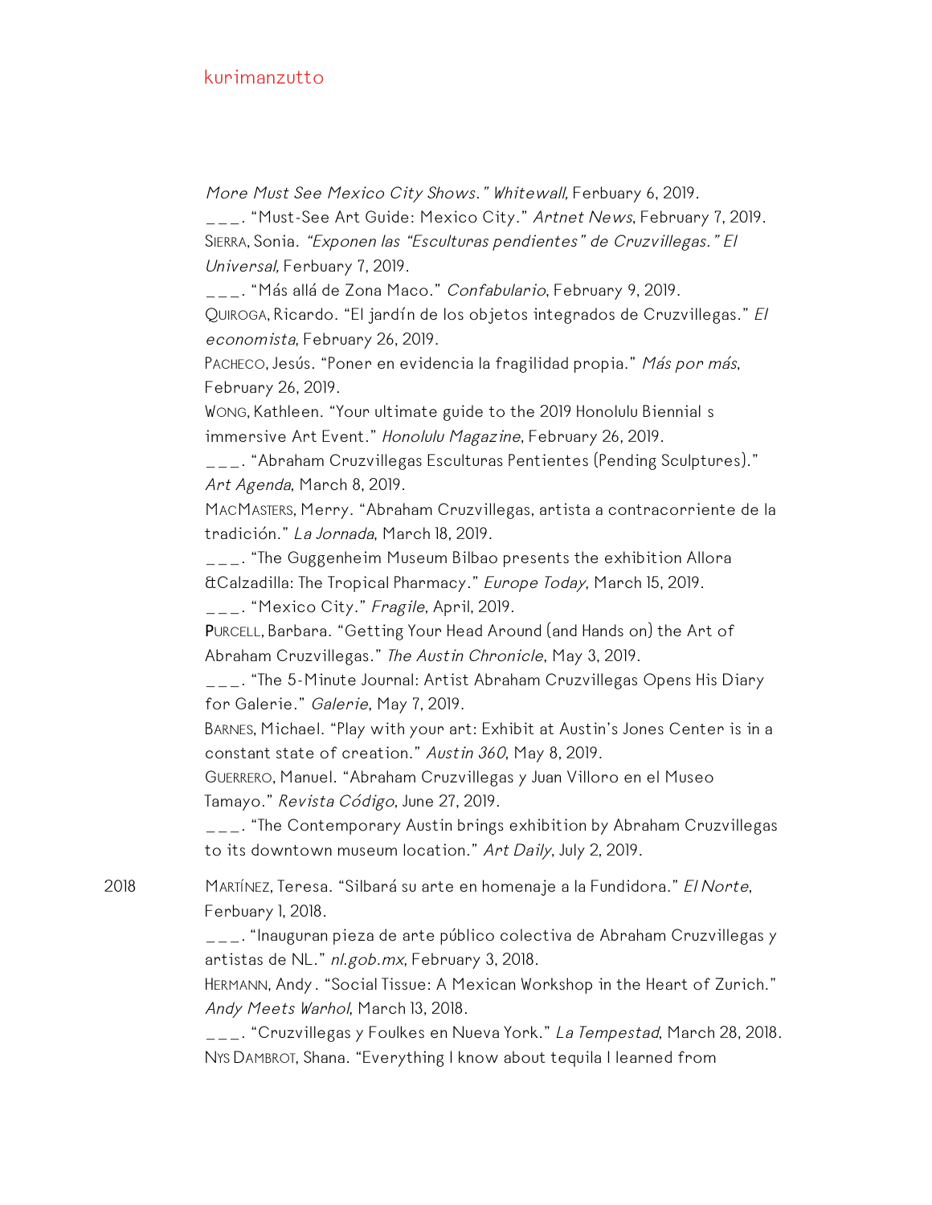*More Must See Mexico City Shows." Whitewall,* Ferbuary 6, 2019.

___. "Must-See Art Guide: Mexico City." *Artnet News*, February 7, 2019.

Sierra, Sonia. *"Exponen las "Esculturas pendientes" de Cruzvillegas." El Universal,* Ferbuary 7, 2019.

___. "Más allá de Zona Maco." *Confabulario*, February 9, 2019.

Quiroga, Ricardo. "El jardín de los objetos integrados de Cruzvillegas." *El economista*, February 26, 2019.

Pacheco, Jesús. "Poner en evidencia la fragilidad propia." *Más por más*, February 26, 2019.

Wong, Kathleen. "Your ultimate guide to the 2019 Honolulu Biennial s immersive Art Event." *Honolulu Magazine*, February 26, 2019.

___. "Abraham Cruzvillegas Esculturas Pentientes (Pending Sculptures)." *Art Agenda*, March 8, 2019.

MacMasters, Merry. "Abraham Cruzvillegas, artista a contracorriente de la tradición." *La Jornada*, March 18, 2019.

___. "The Guggenheim Museum Bilbao presents the exhibition Allora &Calzadilla: The Tropical Pharmacy." *Europe Today*, March 15, 2019.

___. "Mexico City." *Fragile*, April, 2019.

Purcell, Barbara. "Getting Your Head Around (and Hands on) the Art of Abraham Cruzvillegas." *The Austin Chronicle*, May 3, 2019.

___. "The 5-Minute Journal: Artist Abraham Cruzvillegas Opens His Diary for Galerie." *Galerie*, May 7, 2019.

Barnes, Michael. "Play with your art: Exhibit at Austin's Jones Center is in a constant state of creation." *Austin 360,* May 8, 2019.

Guerrero, Manuel. "Abraham Cruzvillegas y Juan Villoro en el Museo Tamayo." *Revista Código*, June 27, 2019.

___. "The Contemporary Austin brings exhibition by Abraham Cruzvillegas to its downtown museum location." *Art Daily*, July 2, 2019.

2018

Martínez, Teresa. "Silbará su arte en homenaje a la Fundidora." *El Norte*, Ferbuary 1, 2018.

___. "Inauguran pieza de arte público colectiva de Abraham Cruzvillegas y artistas de NL." *nl.gob.mx*, February 3, 2018.

Hermann, Andy . "Social Tissue: A Mexican Workshop in the Heart of Zurich." *Andy Meets Warhol*, March 13, 2018.

___. "Cruzvillegas y Foulkes en Nueva York." *La Tempestad*, March 28, 2018.

Nys Dambrot, Shana. "Everything I know about tequila I learned from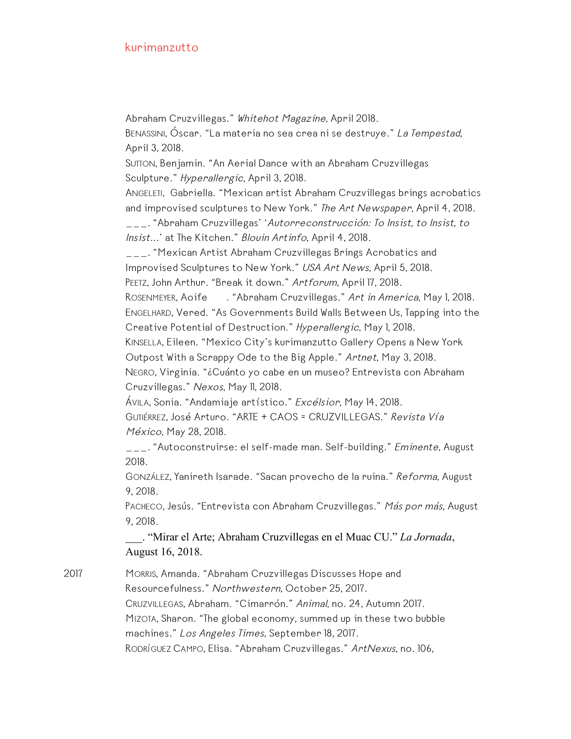Abraham Cruzvillegas." *Whitehot Magazine*, April 2018.

BENASSINI, Óscar. "La materia no sea crea ni se destruye." *La Tempestad*, April 3, 2018.

SUTTON, Benjamin. "An Aerial Dance with an Abraham Cruzvillegas Sculpture." *Hyperallergic*, April 3, 2018.

ANGELETI, Gabriella. "Mexican artist Abraham Cruzvillegas brings acrobatics and improvised sculptures to New York." *The Art Newspaper*, April 4, 2018.

___. "Abraham Cruzvillegas' '*Autorreconstrucción: To Insist, to Insist, to Insist...*' at The Kitchen." *Blouin Artinfo*, April 4, 2018.

___. "Mexican Artist Abraham Cruzvillegas Brings Acrobatics and Improvised Sculptures to New York." *USA Art News*, April 5, 2018.

PEETZ, John Arthur. "Break it down." *Artforum*, April 17, 2018.

ROSENMEYER, Aoife . "Abraham Cruzvillegas." *Art in America*, May 1, 2018.

ENGELHARD, Vered. "As Governments Build Walls Between Us, Tapping into the Creative Potential of Destruction." *Hyperallergic*, May 1, 2018.

KINSELLA, Eileen. "Mexico City's kurimanzutto Gallery Opens a New York Outpost With a Scrappy Ode to the Big Apple." *Artnet*, May 3, 2018.

NEGRO, Virginia. "¿Cuánto yo cabe en un museo? Entrevista con Abraham Cruzvillegas." *Nexos*, May 11, 2018.

ÁVILA, Sonia. "Andamiaje artístico." *Excélsior*, May 14, 2018.

GUTIÉRREZ, José Arturo. "ARTE + CAOS = CRUZVILLEGAS." *Revista Vía México*, May 28, 2018.

___. "Autoconstruirse: el self-made man. Self-building." *Eminente*, August 2018.

GONZÁLEZ, Yanireth Isarade. "Sacan provecho de la ruina." *Reforma*, August 9, 2018.

PACHECO, Jesús. "Entrevista con Abraham Cruzvillegas." *Más por más*, August 9, 2018.

___. "Mirar el Arte; Abraham Cruzvillegas en el Muac CU." *La Jornada*, August 16, 2018.

2017

MORRIS, Amanda. "Abraham Cruzvillegas Discusses Hope and Resourcefulness." *Northwestern*, October 25, 2017.

CRUZVILLEGAS, Abraham. "Cimarrón." *Animal*, no. 24, Autumn 2017.

MIZOTA, Sharon. "The global economy, summed up in these two bubble machines." *Los Angeles Times*, September 18, 2017.

RODRÍGUEZ CAMPO, Elisa. "Abraham Cruzvillegas." *ArtNexus*, no. 106,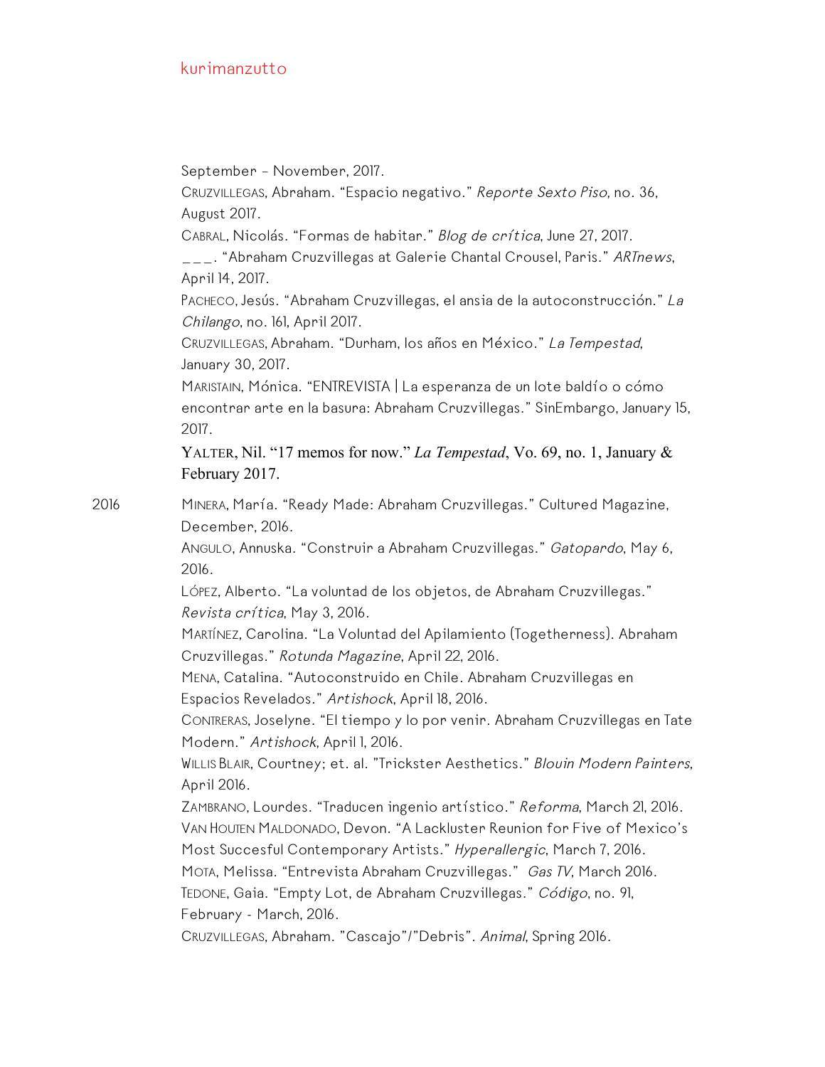September – November, 2017.

Cruzvillegas, Abraham. “Espacio negativo.” *Reporte Sexto Piso*, no. 36, August 2017.

Cabral, Nicolás. “Formas de habitar.” *Blog de crítica*, June 27, 2017.

___. “Abraham Cruzvillegas at Galerie Chantal Crousel, Paris.” *ARTnews*, April 14, 2017.

Pacheco, Jesús. “Abraham Cruzvillegas, el ansia de la autoconstrucción.” *La Chilango*, no. 161, April 2017.

Cruzvillegas, Abraham. “Durham, los años en México.” *La Tempestad*, January 30, 2017.

Maristain, Mónica. “ENTREVISTA | La esperanza de un lote baldío o cómo encontrar arte en la basura: Abraham Cruzvillegas.” SinEmbargo, January 15, 2017.

Yalter, Nil. “17 memos for now.” *La Tempestad*, Vo. 69, no. 1, January & February 2017.

2016

Minera, María. “Ready Made: Abraham Cruzvillegas.” Cultured Magazine, December, 2016.

Angulo, Annuska. “Construir a Abraham Cruzvillegas.” *Gatopardo*, May 6, 2016.

López, Alberto. “La voluntad de los objetos, de Abraham Cruzvillegas.” *Revista crítica*, May 3, 2016.

Martínez, Carolina. “La Voluntad del Apilamiento (Togetherness). Abraham Cruzvillegas.” *Rotunda Magazine*, April 22, 2016.

Mena, Catalina. “Autoconstruido en Chile. Abraham Cruzvillegas en Espacios Revelados.” *Artishock*, April 18, 2016.

Contreras, Joselyne. “El tiempo y lo por venir. Abraham Cruzvillegas en Tate Modern.” *Artishock*, April 1, 2016.

Willis Blair, Courtney; et. al. "Trickster Aesthetics." *Blouin Modern Painters*, April 2016.

Zambrano, Lourdes. “Traducen ingenio artístico.” *Reforma*, March 21, 2016.

Van Houten Maldonado, Devon. “A Lackluster Reunion for Five of Mexico’s Most Succesful Contemporary Artists.” *Hyperallergic*, March 7, 2016.

Mota, Melissa. “Entrevista Abraham Cruzvillegas.” *Gas TV*, March 2016.

Tedone, Gaia. “Empty Lot, de Abraham Cruzvillegas.” *Código*, no. 91, February - March, 2016.

Cruzvillegas, Abraham. "Cascajo"/"Debris". *Animal*, Spring 2016.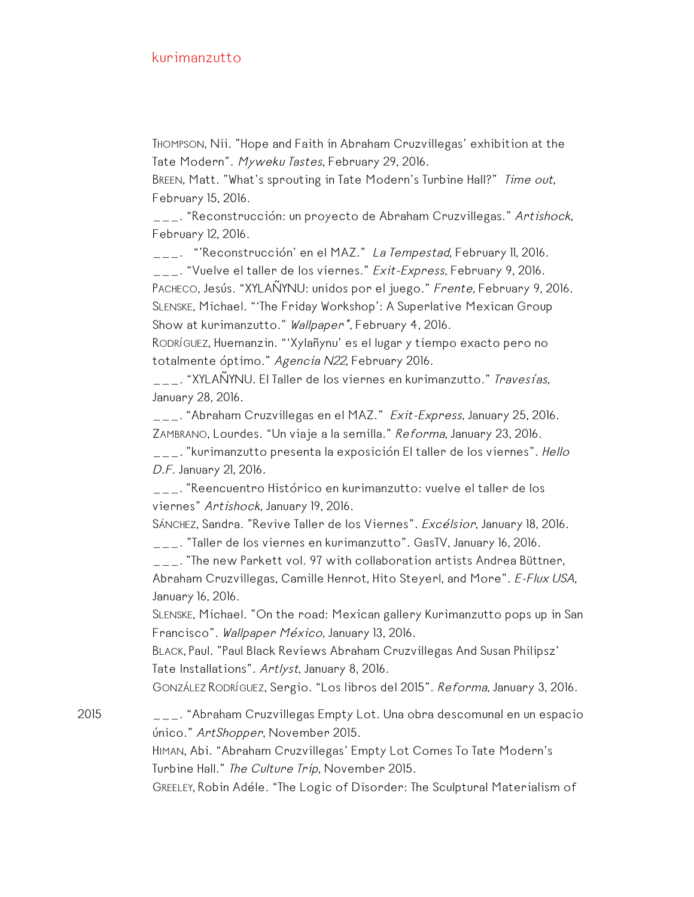Thompson, Nii. "Hope and Faith in Abraham Cruzvillegas' exhibition at the Tate Modern". *Myweku Tastes*, February 29, 2016.

Breen, Matt. "What's sprouting in Tate Modern's Turbine Hall?" *Time out,* February 15, 2016.

___. "Reconstrucción: un proyecto de Abraham Cruzvillegas." *Artishock*, February 12, 2016.

___. "'Reconstrucción' en el MAZ." *La Tempestad*, February 11, 2016.

___. "Vuelve el taller de los viernes." *Exit-Express*, February 9, 2016.

Pacheco, Jesús. "XYLAÑYNU: unidos por el juego." *Frente*, February 9, 2016.

Slenske, Michael. "'The Friday Workshop': A Superlative Mexican Group Show at kurimanzutto." *Wallpaper**, February 4, 2016.

Rodríguez, Huemanzin. "'Xylañynu' es el lugar y tiempo exacto pero no totalmente óptimo." *Agencia N22*, February 2016.

___. "XYLAÑYNU. El Taller de los viernes en kurimanzutto." *Travesías*, January 28, 2016.

___. "Abraham Cruzvillegas en el MAZ." *Exit-Express*, January 25, 2016.

Zambrano, Lourdes. "Un viaje a la semilla." *Reforma*, January 23, 2016.

___. "kurimanzutto presenta la exposición El taller de los viernes". *Hello D.F.* January 21, 2016.

___. "Reencuentro Histórico en kurimanzutto: vuelve el taller de los viernes" *Artishock*, January 19, 2016.

Sánchez, Sandra. "Revive Taller de los Viernes". *Excélsior*, January 18, 2016.

___. "Taller de los viernes en kurimanzutto". GasTV, January 16, 2016.

___. "The new Parkett vol. 97 with collaboration artists Andrea Büttner, Abraham Cruzvillegas, Camille Henrot, Hito Steyerl, and More". *E-Flux USA*, January 16, 2016.

Slenske, Michael. "On the road: Mexican gallery Kurimanzutto pops up in San Francisco". *Wallpaper México*, January 13, 2016.

Black, Paul. "Paul Black Reviews Abraham Cruzvillegas And Susan Philipsz' Tate Installations". *Artlyst*, January 8, 2016.

González Rodríguez, Sergio. "Los libros del 2015". *Reforma*, January 3, 2016.

2015

___. "Abraham Cruzvillegas Empty Lot. Una obra descomunal en un espacio único." *ArtShopper*, November 2015.

Himan, Abi. "Abraham Cruzvillegas' Empty Lot Comes To Tate Modern's Turbine Hall." *The Culture Trip*, November 2015.

Greeley, Robin Adéle. "The Logic of Disorder: The Sculptural Materialism of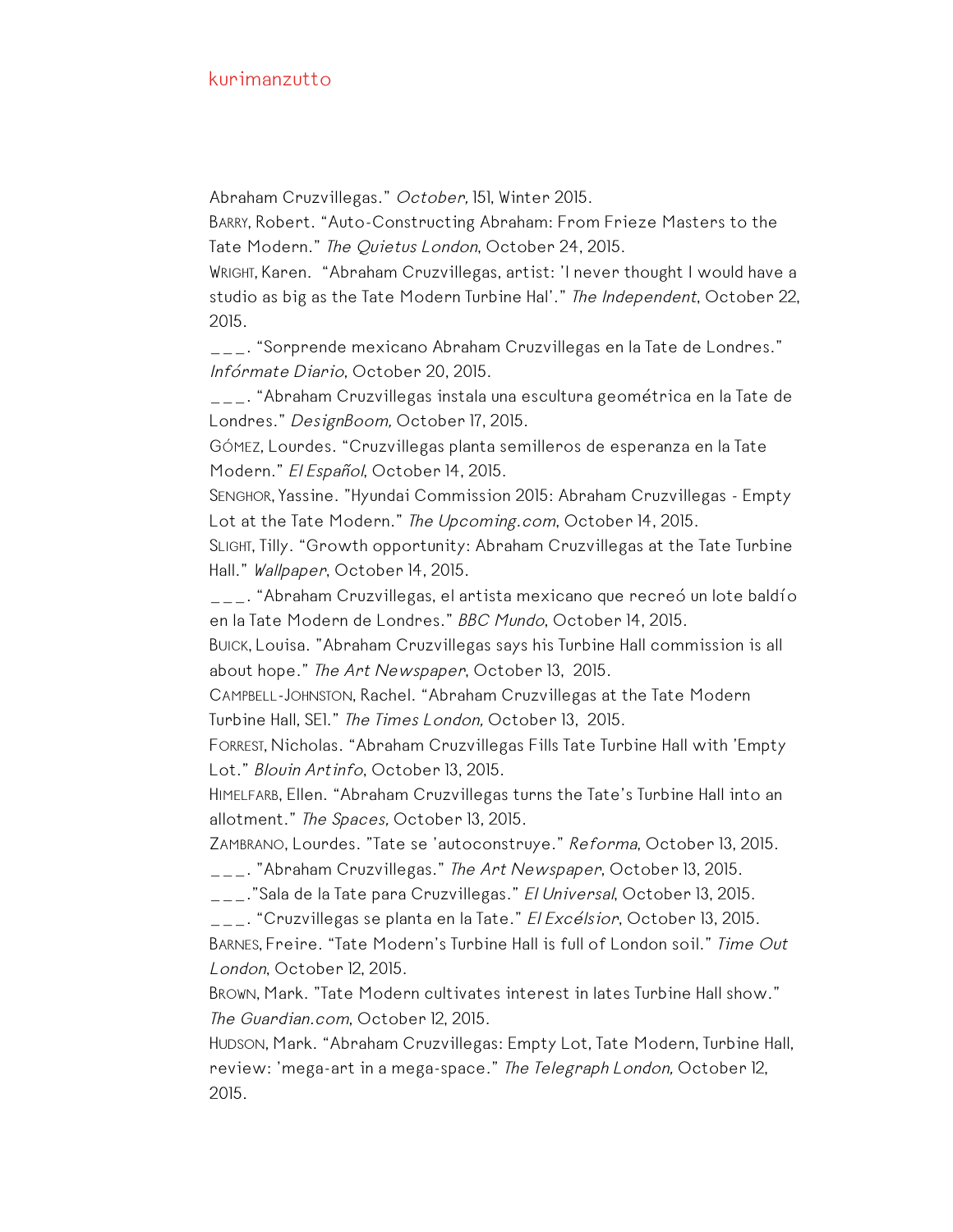Abraham Cruzvillegas." *October,* 151, Winter 2015.

Barry, Robert. "Auto-Constructing Abraham: From Frieze Masters to the Tate Modern." *The Quietus London*, October 24, 2015.

Wright, Karen. "Abraham Cruzvillegas, artist: 'I never thought I would have a studio as big as the Tate Modern Turbine Hal'." *The Independent*, October 22, 2015.

\_\_\_. "Sorprende mexicano Abraham Cruzvillegas en la Tate de Londres." *Infórmate Diario*, October 20, 2015.

\_\_\_. "Abraham Cruzvillegas instala una escultura geométrica en la Tate de Londres." *DesignBoom,* October 17, 2015.

Gómez, Lourdes. "Cruzvillegas planta semilleros de esperanza en la Tate Modern." *El Español*, October 14, 2015.

Senghor, Yassine. "Hyundai Commission 2015: Abraham Cruzvillegas - Empty Lot at the Tate Modern." *The Upcoming.com*, October 14, 2015.

Slight, Tilly. "Growth opportunity: Abraham Cruzvillegas at the Tate Turbine Hall." *Wallpaper*, October 14, 2015.

\_\_\_. "Abraham Cruzvillegas, el artista mexicano que recreó un lote baldío en la Tate Modern de Londres." *BBC Mundo*, October 14, 2015.

Buick, Louisa. "Abraham Cruzvillegas says his Turbine Hall commission is all about hope." *The Art Newspaper*, October 13, 2015.

Campbell-Johnston, Rachel. "Abraham Cruzvillegas at the Tate Modern Turbine Hall, SE1." *The Times London,* October 13, 2015.

Forrest, Nicholas. "Abraham Cruzvillegas Fills Tate Turbine Hall with 'Empty Lot." *Blouin Artinfo*, October 13, 2015.

Himelfarb, Ellen. "Abraham Cruzvillegas turns the Tate's Turbine Hall into an allotment." *The Spaces,* October 13, 2015.

Zambrano, Lourdes. "Tate se 'autoconstruye." *Reforma*, October 13, 2015.

\_\_\_. "Abraham Cruzvillegas." *The Art Newspaper*, October 13, 2015.

\_\_\_."Sala de la Tate para Cruzvillegas." *El Universal*, October 13, 2015.

\_\_\_. "Cruzvillegas se planta en la Tate." *El Excélsior*, October 13, 2015.

Barnes, Freire. "Tate Modern's Turbine Hall is full of London soil." *Time Out London*, October 12, 2015.

Brown, Mark. "Tate Modern cultivates interest in lates Turbine Hall show." *The Guardian.com*, October 12, 2015.

Hudson, Mark. "Abraham Cruzvillegas: Empty Lot, Tate Modern, Turbine Hall, review: 'mega-art in a mega-space." *The Telegraph London,* October 12, 2015.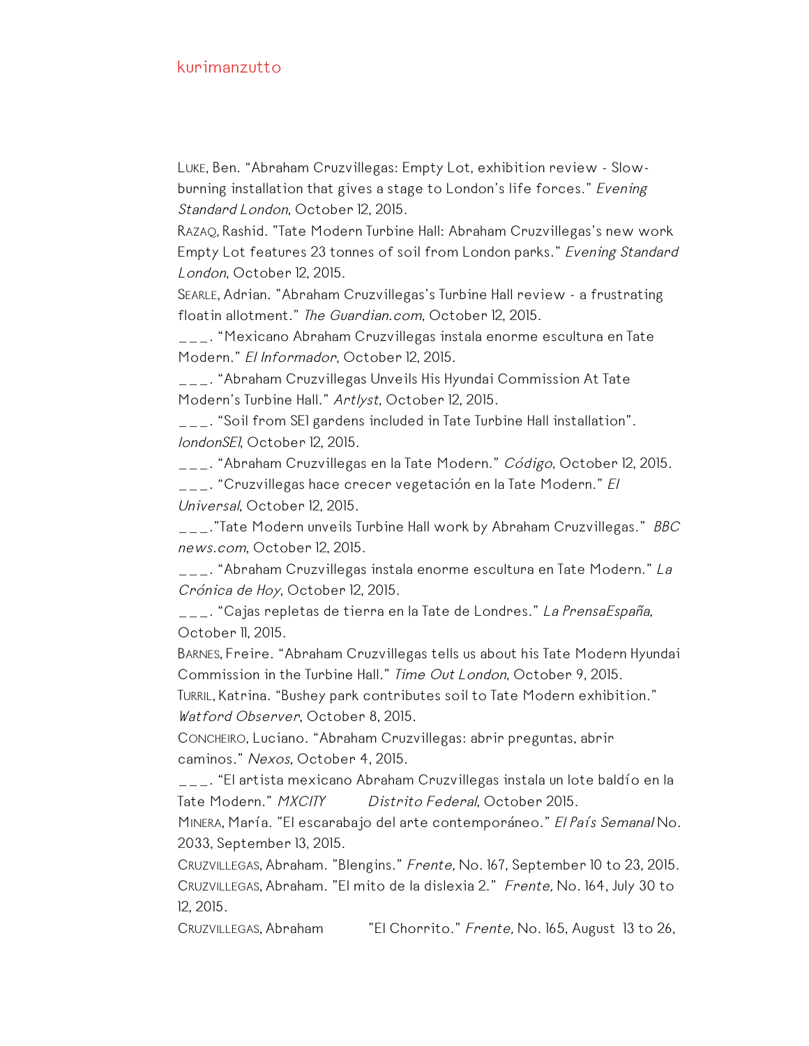Luke, Ben. "Abraham Cruzvillegas: Empty Lot, exhibition review - Slow-burning installation that gives a stage to London's life forces." *Evening Standard London*, October 12, 2015.

Razaq, Rashid. "Tate Modern Turbine Hall: Abraham Cruzvillegas's new work Empty Lot features 23 tonnes of soil from London parks." *Evening Standard London*, October 12, 2015.

Searle, Adrian. "Abraham Cruzvillegas's Turbine Hall review - a frustrating floatin allotment." *The Guardian.com*, October 12, 2015.

___. "Mexicano Abraham Cruzvillegas instala enorme escultura en Tate Modern." *El Informador*, October 12, 2015.

___. "Abraham Cruzvillegas Unveils His Hyundai Commission At Tate Modern's Turbine Hall." *Artlyst*, October 12, 2015.

___. "Soil from SE1 gardens included in Tate Turbine Hall installation". *londonSE1*, October 12, 2015.

___. "Abraham Cruzvillegas en la Tate Modern." *Código*, October 12, 2015.

___. "Cruzvillegas hace crecer vegetación en la Tate Modern." *El Universal*, October 12, 2015.

___."Tate Modern unveils Turbine Hall work by Abraham Cruzvillegas." *BBC news.com*, October 12, 2015.

___. "Abraham Cruzvillegas instala enorme escultura en Tate Modern." *La Crónica de Hoy*, October 12, 2015.

___. "Cajas repletas de tierra en la Tate de Londres." *La PrensaEspaña*, October 11, 2015.

Barnes, Freire. "Abraham Cruzvillegas tells us about his Tate Modern Hyundai Commission in the Turbine Hall." *Time Out London*, October 9, 2015.

Turril, Katrina. "Bushey park contributes soil to Tate Modern exhibition." *Watford Observer*, October 8, 2015.

Concheiro, Luciano. "Abraham Cruzvillegas: abrir preguntas, abrir caminos." *Nexos,* October 4, 2015.

___. "El artista mexicano Abraham Cruzvillegas instala un lote baldío en la Tate Modern." *MXCITY Distrito Federal*, October 2015.

Minera, María. "El escarabajo del arte contemporáneo." *El País Semanal* No. 2033, September 13, 2015.

Cruzvillegas, Abraham. "Blengins." *Frente,* No. 167, September 10 to 23, 2015.

Cruzvillegas, Abraham. "El mito de la dislexia 2." *Frente,* No. 164, July 30 to 12, 2015.

Cruzvillegas, Abraham "El Chorrito." *Frente,* No. 165, August 13 to 26,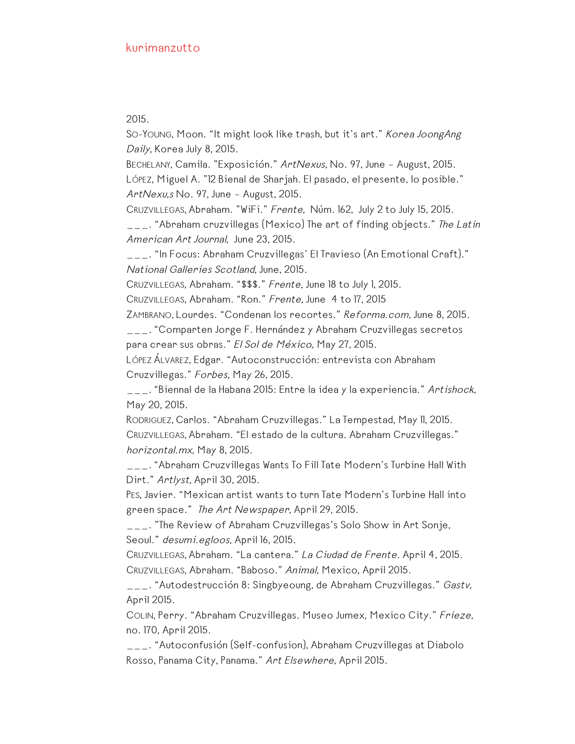2015.

So-Young, Moon. “It might look like trash, but it’s art.” *Korea JoongAng Daily*, Korea July 8, 2015.

Bechelany, Camila. "Exposición." *ArtNexus,* No. 97, June – August, 2015.

López, Miguel A. "12 Bienal de Sharjah. El pasado, el presente, lo posible." *ArtNexu,s* No. 97, June – August, 2015.

Cruzvillegas, Abraham. "WiFi." *Frente,* Núm. 162, July 2 to July 15, 2015.

___. “Abraham cruzvillegas (Mexico) The art of finding objects.” *The Latin American Art Journal*, June 23, 2015.

___. “In Focus: Abraham Cruzvillegas’ El Travieso (An Emotional Craft).” *National Galleries Scotland*, June, 2015.

Cruzvillegas, Abraham. “$$$.” *Frente*, June 18 to July 1, 2015.

Cruzvillegas, Abraham. “Ron.” *Frente,* June 4 to 17, 2015

Zambrano, Lourdes. “Condenan los recortes.” *Reforma.com,* June 8, 2015.

___. “Comparten Jorge F. Hernández y Abraham Cruzvillegas secretos para crear sus obras.” *El Sol de México,* May 27, 2015.

López Álvarez, Edgar. “Autoconstrucción: entrevista con Abraham Cruzvillegas.” *Forbes,* May 26, 2015.

___. “Biennal de la Habana 2015: Entre la idea y la experiencia.” *Artishock*, May 20, 2015.

Rodriguez, Carlos. “Abraham Cruzvillegas.” La Tempestad, May 11, 2015.

Cruzvillegas, Abraham. “El estado de la cultura. Abraham Cruzvillegas.” *horizontal.mx*, May 8, 2015.

___. “Abraham Cruzvillegas Wants To Fill Tate Modern’s Turbine Hall With Dirt.” *Artlyst,* April 30, 2015.

Pes, Javier. “Mexican artist wants to turn Tate Modern’s Turbine Hall into green space.” *The Art Newspaper,* April 29, 2015.

___. "The Review of Abraham Cruzvillegas’s Solo Show in Art Sonje, Seoul.” *desumi.egloos*, April 16, 2015.

Cruzvillegas, Abraham. “La cantera.” *La Ciudad de Frente.* April 4, 2015.

Cruzvillegas, Abraham. “Baboso.” *Animal,* Mexico, April 2015.

___. “Autodestrucción 8: Singbyeoung, de Abraham Cruzvillegas.” *Gastv,* April 2015.

Colin, Perry. “Abraham Cruzvillegas. Museo Jumex, Mexico City.” *Frieze,* no. 170, April 2015.

___. “Autoconfusión (Self-confusion), Abraham Cruzvillegas at Diabolo Rosso, Panama City, Panama.” *Art Elsewhere,* April 2015.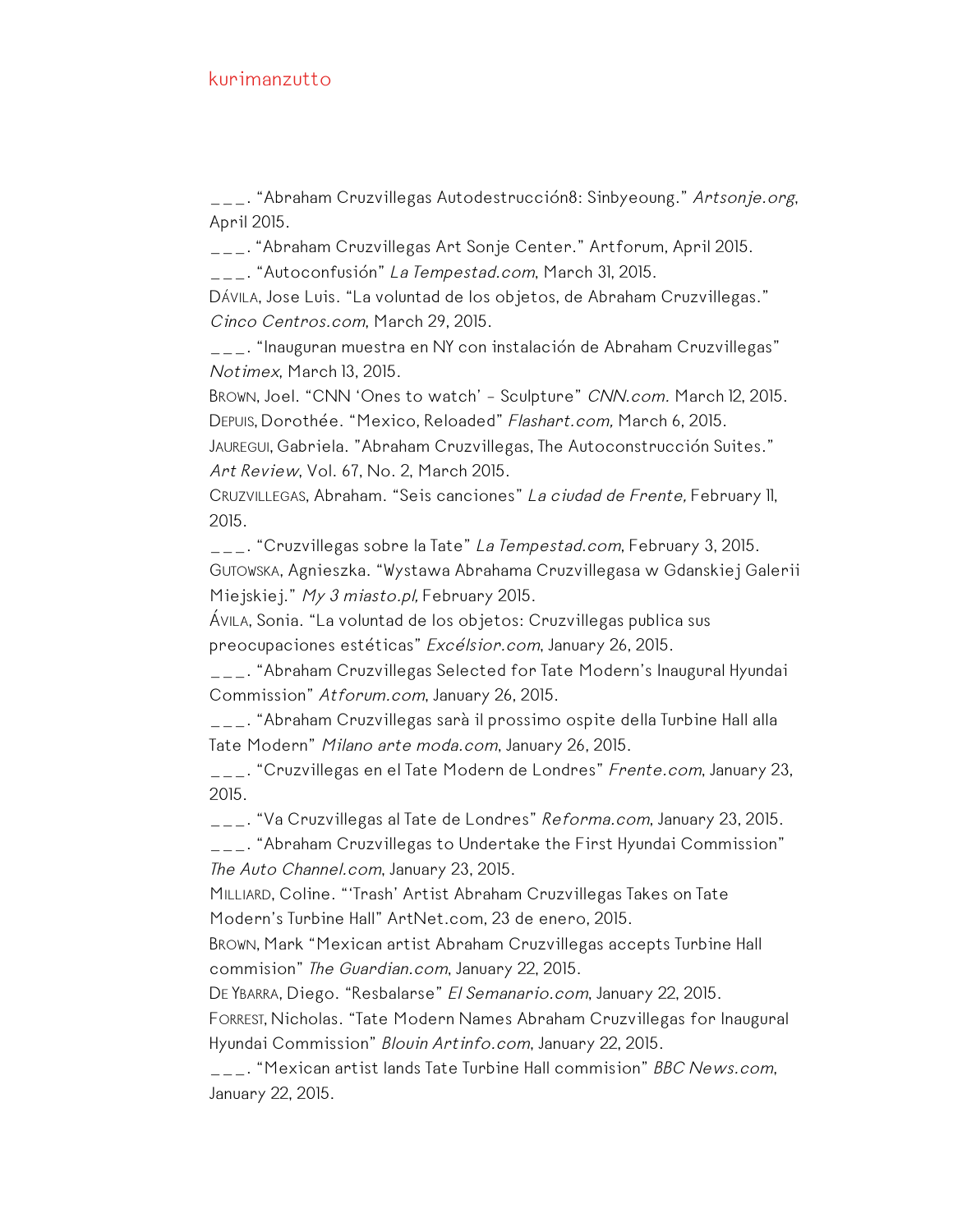___. "Abraham Cruzvillegas Autodestrucción8: Sinbyeoung." *Artsonje.org*, April 2015.

___. "Abraham Cruzvillegas Art Sonje Center." Artforum, April 2015.

___. "Autoconfusión" *La Tempestad.com*, March 31, 2015.

Dávila, Jose Luis. "La voluntad de los objetos, de Abraham Cruzvillegas." *Cinco Centros.com*, March 29, 2015.

___. "Inauguran muestra en NY con instalación de Abraham Cruzvillegas" *Notimex*, March 13, 2015.

Brown, Joel. "CNN 'Ones to watch' - Sculpture" *CNN.com.* March 12, 2015.

Depuis, Dorothée. "Mexico, Reloaded" *Flashart.com,* March 6, 2015.

Jauregui, Gabriela. "Abraham Cruzvillegas, The Autoconstrucción Suites." *Art Review*, Vol. 67, No. 2, March 2015.

Cruzvillegas, Abraham. "Seis canciones" *La ciudad de Frente,* February 11, 2015.

___. "Cruzvillegas sobre la Tate" *La Tempestad.com*, February 3, 2015.

Gutowska, Agnieszka. "Wystawa Abrahama Cruzvillegasa w Gdanskiej Galerii Miejskiej." *My 3 miasto.pl,* February 2015.

Ávila, Sonia. "La voluntad de los objetos: Cruzvillegas publica sus preocupaciones estéticas" *Excélsior.com*, January 26, 2015.

___. "Abraham Cruzvillegas Selected for Tate Modern's Inaugural Hyundai Commission" *Atforum.com*, January 26, 2015.

___. "Abraham Cruzvillegas sarà il prossimo ospite della Turbine Hall alla Tate Modern" *Milano arte moda.com*, January 26, 2015.

___. "Cruzvillegas en el Tate Modern de Londres" *Frente.com*, January 23, 2015.

___. "Va Cruzvillegas al Tate de Londres" *Reforma.com*, January 23, 2015.

___. "Abraham Cruzvillegas to Undertake the First Hyundai Commission" *The Auto Channel.com*, January 23, 2015.

Milliard, Coline. "'Trash' Artist Abraham Cruzvillegas Takes on Tate Modern's Turbine Hall" ArtNet.com, 23 de enero, 2015.

Brown, Mark "Mexican artist Abraham Cruzvillegas accepts Turbine Hall commision" *The Guardian.com*, January 22, 2015.

De Ybarra, Diego. "Resbalarse" *El Semanario.com*, January 22, 2015.

Forrest, Nicholas. "Tate Modern Names Abraham Cruzvillegas for Inaugural Hyundai Commission" *Blouin Artinfo.com*, January 22, 2015.

___. "Mexican artist lands Tate Turbine Hall commision" *BBC News.com*, January 22, 2015.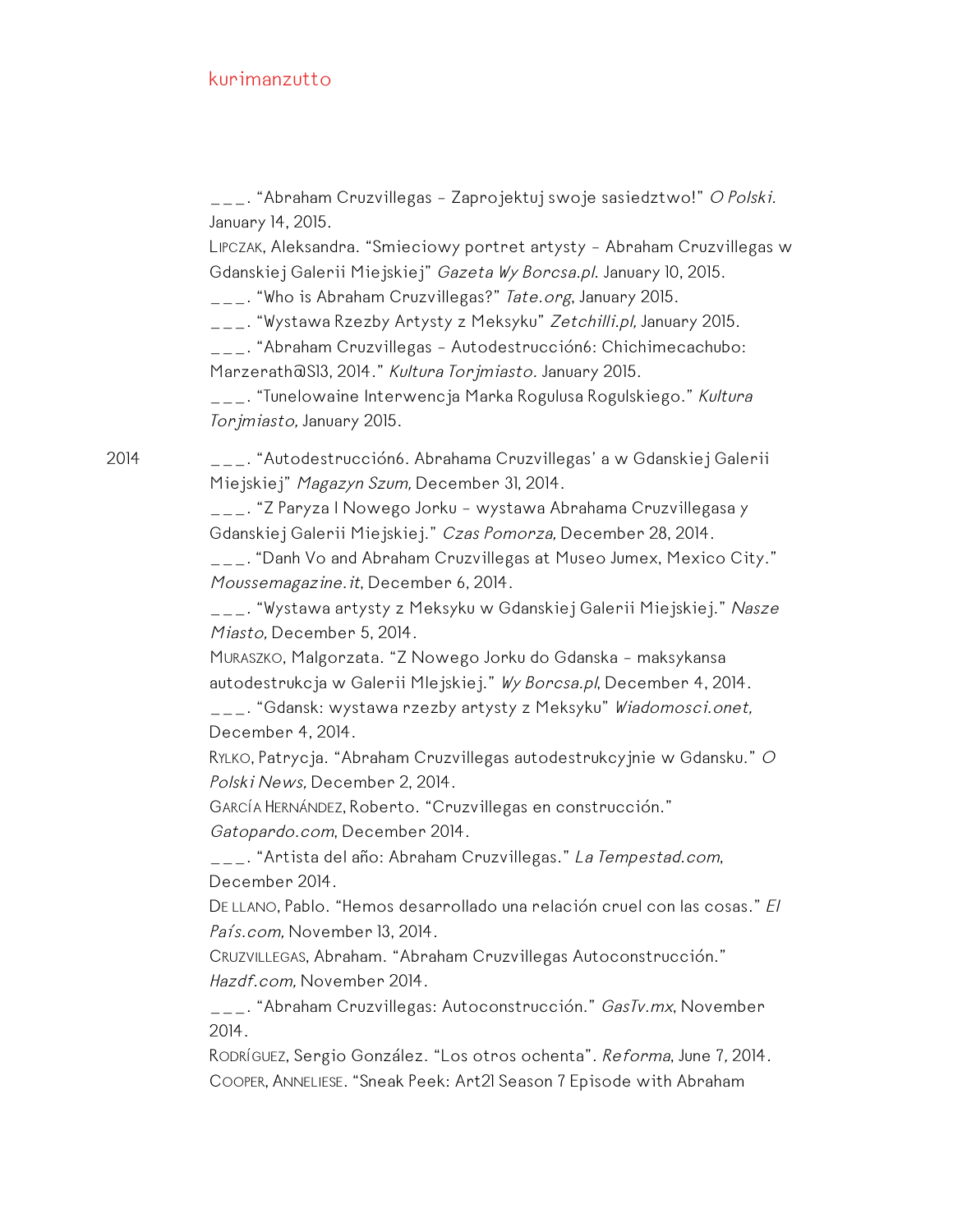___. “Abraham Cruzvillegas – Zaprojektuj swoje sasiedztwo!” *O Polski.* January 14, 2015.

Lipczak, Aleksandra. “Smieciowy portret artysty – Abraham Cruzvillegas w Gdanskiej Galerii Miejskiej” *Gazeta Wy Borcsa.pl.* January 10, 2015.

___. “Who is Abraham Cruzvillegas?” *Tate.org*, January 2015.

___. “Wystawa Rzezby Artysty z Meksyku” *Zetchilli.pl,* January 2015.

___. “Abraham Cruzvillegas – Autodestrucción6: Chichimecachubo: Marzerath@S13, 2014.” *Kultura Torjmiasto.* January 2015.

___. “Tunelowaine Interwencja Marka Rogulusa Rogulskiego.” *Kultura Torjmiasto,* January 2015.

2014

___. “Autodestrucción6. Abrahama Cruzvillegas’ a w Gdanskiej Galerii Miejskiej” *Magazyn Szum,* December 31, 2014.

___. “Z Paryza I Nowego Jorku – wystawa Abrahama Cruzvillegasa y Gdanskiej Galerii Miejskiej.” *Czas Pomorza,* December 28, 2014.

___. “Danh Vo and Abraham Cruzvillegas at Museo Jumex, Mexico City.” *Moussemagazine.it*, December 6, 2014.

___. “Wystawa artysty z Meksyku w Gdanskiej Galerii Miejskiej.” *Nasze Miasto,* December 5, 2014.

Muraszko, Malgorzata. “Z Nowego Jorku do Gdanska – maksykansa autodestrukcja w Galerii MIejskiej.” *Wy Borcsa.pl*, December 4, 2014.

___. “Gdansk: wystawa rzezby artysty z Meksyku” *Wiadomosci.onet,* December 4, 2014.

Rylko, Patrycja. “Abraham Cruzvillegas autodestrukcyjnie w Gdansku.” *O Polski News,* December 2, 2014.

García Hernández, Roberto. “Cruzvillegas en construcción.” *Gatopardo.com*, December 2014.

___. “Artista del año: Abraham Cruzvillegas.” *La Tempestad.com*, December 2014.

De llano, Pablo. “Hemos desarrollado una relación cruel con las cosas.” *El País.com,* November 13, 2014.

Cruzvillegas, Abraham. “Abraham Cruzvillegas Autoconstrucción.” *Hazdf.com,* November 2014.

___. “Abraham Cruzvillegas: Autoconstrucción.” *GasTv.mx*, November 2014.

Rodríguez, Sergio González. “Los otros ochenta”. *Reforma*, June 7, 2014.

Cooper, Anneliese. “Sneak Peek: Art21 Season 7 Episode with Abraham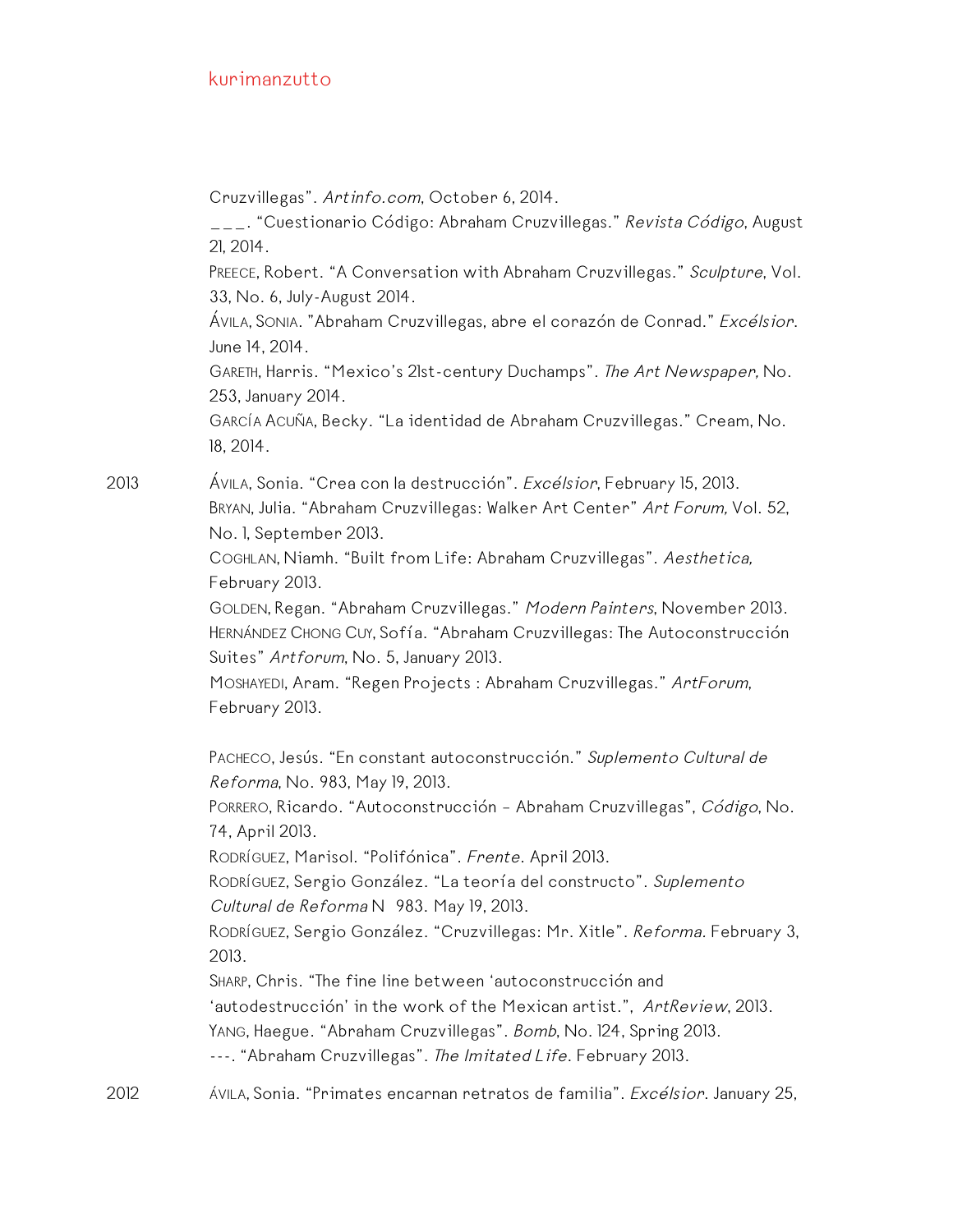Cruzvillegas". *Artinfo.com*, October 6, 2014.
___. "Cuestionario Código: Abraham Cruzvillegas." *Revista Código*, August 21, 2014.
PREECE, Robert. "A Conversation with Abraham Cruzvillegas." *Sculpture*, Vol. 33, No. 6, July-August 2014.
ÁVILA, SONIA. "Abraham Cruzvillegas, abre el corazón de Conrad." *Excélsior*. June 14, 2014.
GARETH, Harris. "Mexico's 21st-century Duchamps". *The Art Newspaper,* No. 253, January 2014.
GARCÍA ACUÑA, Becky. "La identidad de Abraham Cruzvillegas." Cream, No. 18, 2014.

2013 ÁVILA, Sonia. "Crea con la destrucción". *Excélsior*, February 15, 2013.
BRYAN, Julia. "Abraham Cruzvillegas: Walker Art Center" *Art Forum,* Vol. 52, No. 1, September 2013.
COGHLAN, Niamh. "Built from Life: Abraham Cruzvillegas". *Aesthetica,* February 2013.
GOLDEN, Regan. "Abraham Cruzvillegas." *Modern Painters*, November 2013.
HERNÁNDEZ CHONG CUY, Sofía. "Abraham Cruzvillegas: The Autoconstrucción Suites" *Artforum*, No. 5, January 2013.
MOSHAYEDI, Aram. "Regen Projects : Abraham Cruzvillegas." *ArtForum*, February 2013.

PACHECO, Jesús. "En constant autoconstrucción." *Suplemento Cultural de Reforma*, No. 983, May 19, 2013.
PORRERO, Ricardo. "Autoconstrucción - Abraham Cruzvillegas", *Código*, No. 74, April 2013.
RODRÍGUEZ, Marisol. "Polifónica". *Frente*. April 2013.
RODRÍGUEZ, Sergio González. "La teoría del constructo". *Suplemento Cultural de Reforma* N 983. May 19, 2013.
RODRÍGUEZ, Sergio González. "Cruzvillegas: Mr. Xitle". *Reforma*. February 3, 2013.
SHARP, Chris. "The fine line between 'autoconstrucción and 'autodestrucción' in the work of the Mexican artist.", *ArtReview*, 2013.
YANG, Haegue. "Abraham Cruzvillegas". *Bomb*, No. 124, Spring 2013.
---. "Abraham Cruzvillegas". *The Imitated Life*. February 2013.

2012 ÁVILA, Sonia. "Primates encarnan retratos de familia". *Excélsior*. January 25,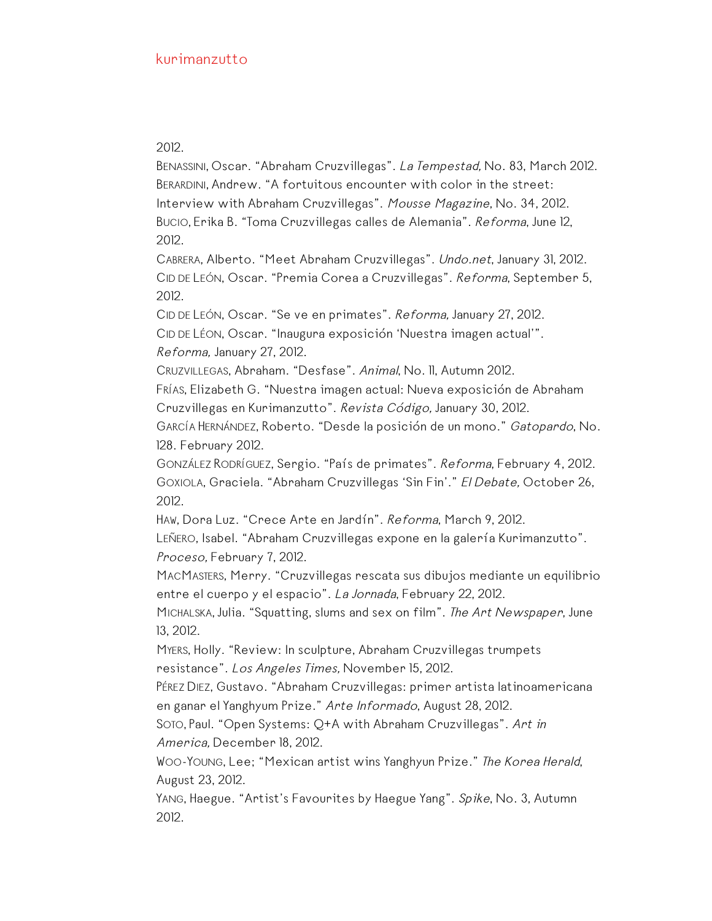2012.

Benassini, Oscar. “Abraham Cruzvillegas”. *La Tempestad,* No. 83, March 2012.

Berardini, Andrew. “A fortuitous encounter with color in the street: Interview with Abraham Cruzvillegas”. *Mousse Magazine*, No. 34, 2012.

Bucio, Erika B. “Toma Cruzvillegas calles de Alemania”. *Reforma*, June 12, 2012.

Cabrera, Alberto. “Meet Abraham Cruzvillegas”. *Undo.net*, January 31, 2012.

Cid de León, Oscar. “Premia Corea a Cruzvillegas”. *Reforma*, September 5, 2012.

Cid de León, Oscar. “Se ve en primates”. *Reforma,* January 27, 2012.

Cid de Léon, Oscar. “Inaugura exposición ‘Nuestra imagen actual’”. *Reforma,* January 27, 2012.

Cruzvillegas, Abraham. “Desfase”. *Animal*, No. 11, Autumn 2012.

Frías, Elizabeth G. “Nuestra imagen actual: Nueva exposición de Abraham Cruzvillegas en Kurimanzutto”. *Revista Código,* January 30, 2012.

García Hernández, Roberto. “Desde la posición de un mono.” *Gatopardo*, No. 128. February 2012.

González Rodríguez, Sergio. “País de primates”. *Reforma*, February 4, 2012.

Goxiola, Graciela. “Abraham Cruzvillegas ‘Sin Fin’.” *El Debate,* October 26, 2012.

Haw, Dora Luz. “Crece Arte en Jardín”. *Reforma*, March 9, 2012.

Leñero, Isabel. “Abraham Cruzvillegas expone en la galería Kurimanzutto”. *Proceso,* February 7, 2012.

MacMasters, Merry. “Cruzvillegas rescata sus dibujos mediante un equilibrio entre el cuerpo y el espacio”. *La Jornada*, February 22, 2012.

Michalska, Julia. “Squatting, slums and sex on film”. *The Art Newspaper*, June 13, 2012.

Myers, Holly. “Review: In sculpture, Abraham Cruzvillegas trumpets resistance”. *Los Angeles Times,* November 15, 2012.

Pérez Diez, Gustavo. “Abraham Cruzvillegas: primer artista latinoamericana en ganar el Yanghyum Prize.” *Arte Informado*, August 28, 2012.

Soto, Paul. “Open Systems: Q+A with Abraham Cruzvillegas”. *Art in America,* December 18, 2012.

Woo-Young, Lee; “Mexican artist wins Yanghyun Prize.” *The Korea Herald*, August 23, 2012.

Yang, Haegue. “Artist's Favourites by Haegue Yang”. *Spike*, No. 3, Autumn 2012.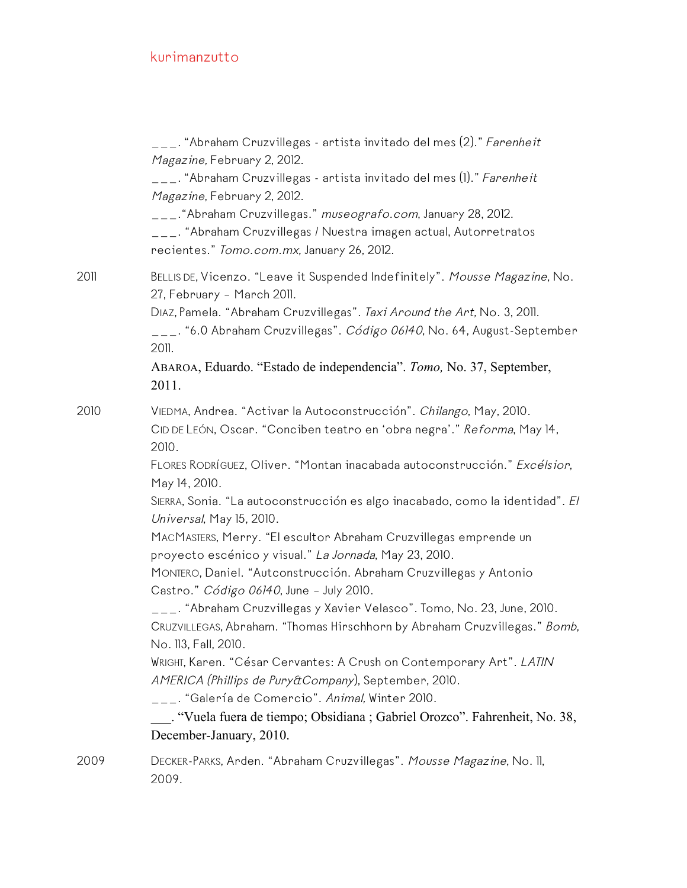___. "Abraham Cruzvillegas - artista invitado del mes (2)." *Farenheit Magazine,* February 2, 2012.
___. "Abraham Cruzvillegas - artista invitado del mes (1)." *Farenheit Magazine*, February 2, 2012.
___."Abraham Cruzvillegas." *museografo.com*, January 28, 2012.
___. "Abraham Cruzvillegas / Nuestra imagen actual, Autorretratos recientes." *Tomo.com.mx,* January 26, 2012.

2011

BELLIS DE, Vicenzo. "Leave it Suspended Indefinitely". *Mousse Magazine*, No. 27, February – March 2011.
DIAZ, Pamela. "Abraham Cruzvillegas". *Taxi Around the Art,* No. 3, 2011.
___. "6.0 Abraham Cruzvillegas". *Código 06140*, No. 64, August-September 2011.
ABAROA, Eduardo. "Estado de independencia". *Tomo,* No. 37, September, 2011.

2010

VIEDMA, Andrea. "Activar la Autoconstrucción". *Chilango*, May, 2010.
CID DE LEÓN, Oscar. "Conciben teatro en 'obra negra'." *Reforma*, May 14, 2010.
FLORES RODRÍGUEZ, Oliver. "Montan inacabada autoconstrucción." *Excélsior*, May 14, 2010.
SIERRA, Sonia. "La autoconstrucción es algo inacabado, como la identidad". *El Universal*, May 15, 2010.
MACMASTERS, Merry. "El escultor Abraham Cruzvillegas emprende un proyecto escénico y visual." *La Jornada*, May 23, 2010.
MONTERO, Daniel. "Autconstrucción. Abraham Cruzvillegas y Antonio Castro." *Código 06140*, June – July 2010.
___. "Abraham Cruzvillegas y Xavier Velasco". Tomo, No. 23, June, 2010.
CRUZVILLEGAS, Abraham. "Thomas Hirschhorn by Abraham Cruzvillegas." *Bomb*, No. 113, Fall, 2010.
WRIGHT, Karen. "César Cervantes: A Crush on Contemporary Art". *LATIN AMERICA (Phillips de Pury&Company)*, September, 2010.
___. "Galería de Comercio". *Animal,* Winter 2010.
___. "Vuela fuera de tiempo; Obsidiana ; Gabriel Orozco". Fahrenheit, No. 38, December-January, 2010.

2009

DECKER-PARKS, Arden. "Abraham Cruzvillegas". *Mousse Magazine*, No. 11, 2009.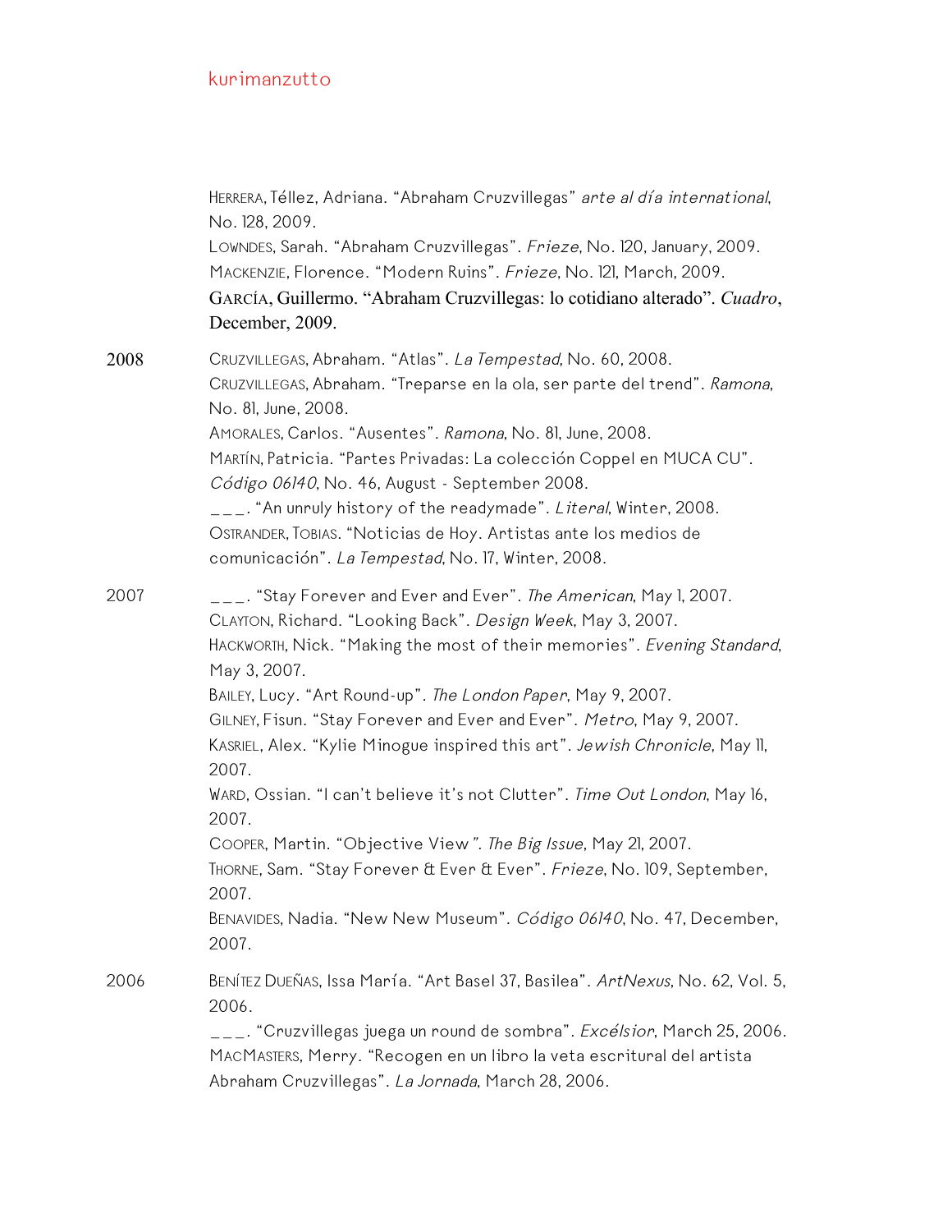HERRERA, Téllez, Adriana. "Abraham Cruzvillegas" *arte al día international*, No. 128, 2009.
LOWNDES, Sarah. "Abraham Cruzvillegas". *Frieze*, No. 120, January, 2009.
MACKENZIE, Florence. "Modern Ruins". *Frieze*, No. 121, March, 2009.
GARCÍA, Guillermo. "Abraham Cruzvillegas: lo cotidiano alterado". *Cuadro*, December, 2009.

2008

CRUZVILLEGAS, Abraham. "Atlas". *La Tempestad*, No. 60, 2008.
CRUZVILLEGAS, Abraham. "Treparse en la ola, ser parte del trend". *Ramona*, No. 81, June, 2008.
AMORALES, Carlos. "Ausentes". *Ramona*, No. 81, June, 2008.
MARTÍN, Patricia. "Partes Privadas: La colección Coppel en MUCA CU". *Código 06140*, No. 46, August - September 2008.
___. "An unruly history of the readymade". *Literal*, Winter, 2008.
OSTRANDER, TOBIAS. "Noticias de Hoy. Artistas ante los medios de comunicación". *La Tempestad*, No. 17, Winter, 2008.

2007

___. "Stay Forever and Ever and Ever". *The American*, May 1, 2007.
CLAYTON, Richard. "Looking Back". *Design Week*, May 3, 2007.
HACKWORTH, Nick. "Making the most of their memories". *Evening Standard*, May 3, 2007.
BAILEY, Lucy. "Art Round-up". *The London Paper*, May 9, 2007.
GILNEY, Fisun. "Stay Forever and Ever and Ever". *Metro*, May 9, 2007.
KASRIEL, Alex. "Kylie Minogue inspired this art". *Jewish Chronicle*, May 11, 2007.
WARD, Ossian. "I can't believe it's not Clutter". *Time Out London*, May 16, 2007.
COOPER, Martin. "Objective View". *The Big Issue*, May 21, 2007.
THORNE, Sam. "Stay Forever & Ever & Ever". *Frieze*, No. 109, September, 2007.
BENAVIDES, Nadia. "New New Museum". *Código 06140*, No. 47, December, 2007.

2006

BENÍTEZ DUEÑAS, Issa María. "Art Basel 37, Basilea". *ArtNexus*, No. 62, Vol. 5, 2006.
___. "Cruzvillegas juega un round de sombra". *Excélsior*, March 25, 2006.
MACMASTERS, Merry. "Recogen en un libro la veta escritural del artista Abraham Cruzvillegas". *La Jornada*, March 28, 2006.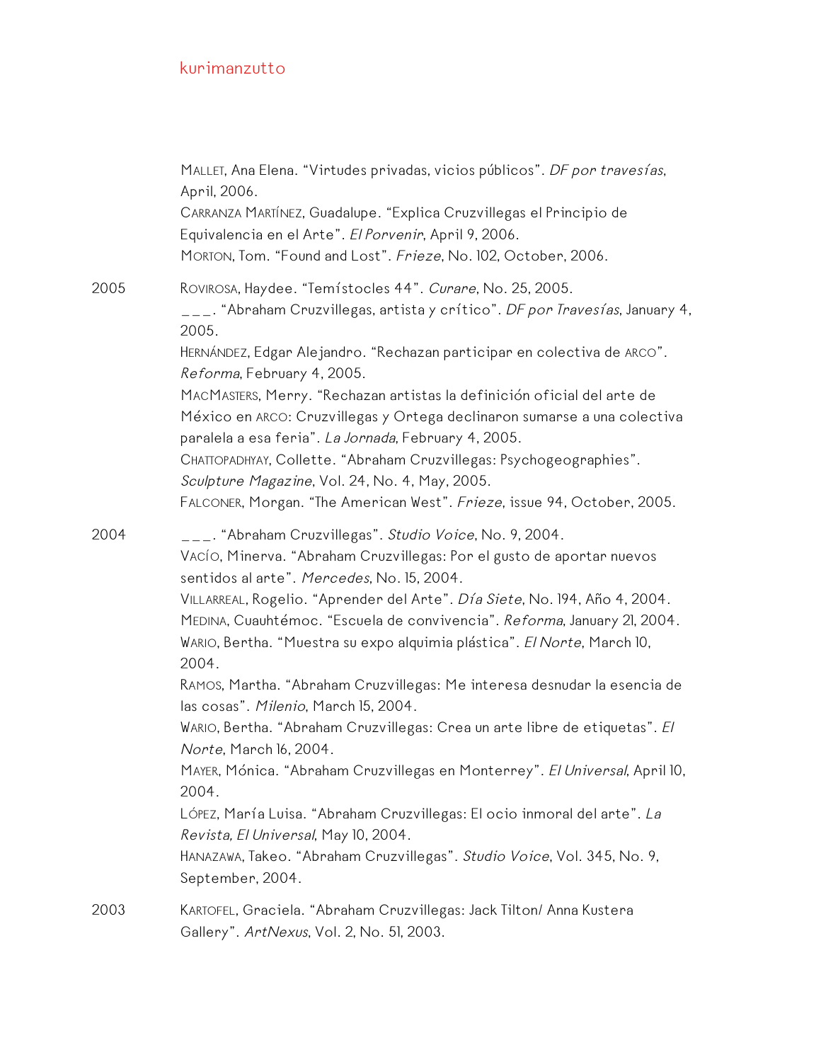Mallet, Ana Elena. “Virtudes privadas, vicios públicos”. *DF por travesías*, April, 2006.
Carranza Martínez, Guadalupe. “Explica Cruzvillegas el Principio de Equivalencia en el Arte”. *El Porvenir*, April 9, 2006.
Morton, Tom. “Found and Lost”. *Frieze*, No. 102, October, 2006.

**2005**

Rovirosa, Haydee. “Temístocles 44”. *Curare*, No. 25, 2005.
___. “Abraham Cruzvillegas, artista y crítico”. *DF por Travesías*, January 4, 2005.
Hernández, Edgar Alejandro. “Rechazan participar en colectiva de ARCO”. *Reforma*, February 4, 2005.
MacMasters, Merry. “Rechazan artistas la definición oficial del arte de México en ARCO: Cruzvillegas y Ortega declinaron sumarse a una colectiva paralela a esa feria”. *La Jornada*, February 4, 2005.
Chattopadhyay, Collette. “Abraham Cruzvillegas: Psychogeographies”. *Sculpture Magazine*, Vol. 24, No. 4, May, 2005.
Falconer, Morgan. “The American West”. *Frieze*, issue 94, October, 2005.

**2004**

___. “Abraham Cruzvillegas”. *Studio Voice*, No. 9, 2004.
Vacío, Minerva. “Abraham Cruzvillegas: Por el gusto de aportar nuevos sentidos al arte”. *Mercedes*, No. 15, 2004.
Villarreal, Rogelio. “Aprender del Arte”. *Día Siete*, No. 194, Año 4, 2004.
Medina, Cuauhtémoc. “Escuela de convivencia”. *Reforma*, January 21, 2004.
Wario, Bertha. “Muestra su expo alquimia plástica”. *El Norte*, March 10, 2004.
Ramos, Martha. “Abraham Cruzvillegas: Me interesa desnudar la esencia de las cosas”. *Milenio*, March 15, 2004.
Wario, Bertha. “Abraham Cruzvillegas: Crea un arte libre de etiquetas”. *El Norte*, March 16, 2004.
Mayer, Mónica. “Abraham Cruzvillegas en Monterrey”. *El Universal*, April 10, 2004.
López, María Luisa. “Abraham Cruzvillegas: El ocio inmoral del arte”. *La Revista, El Universal*, May 10, 2004.
Hanazawa, Takeo. “Abraham Cruzvillegas”. *Studio Voice*, Vol. 345, No. 9, September, 2004.

**2003**

Kartofel, Graciela. “Abraham Cruzvillegas: Jack Tilton/ Anna Kustera Gallery”. *ArtNexus*, Vol. 2, No. 51, 2003.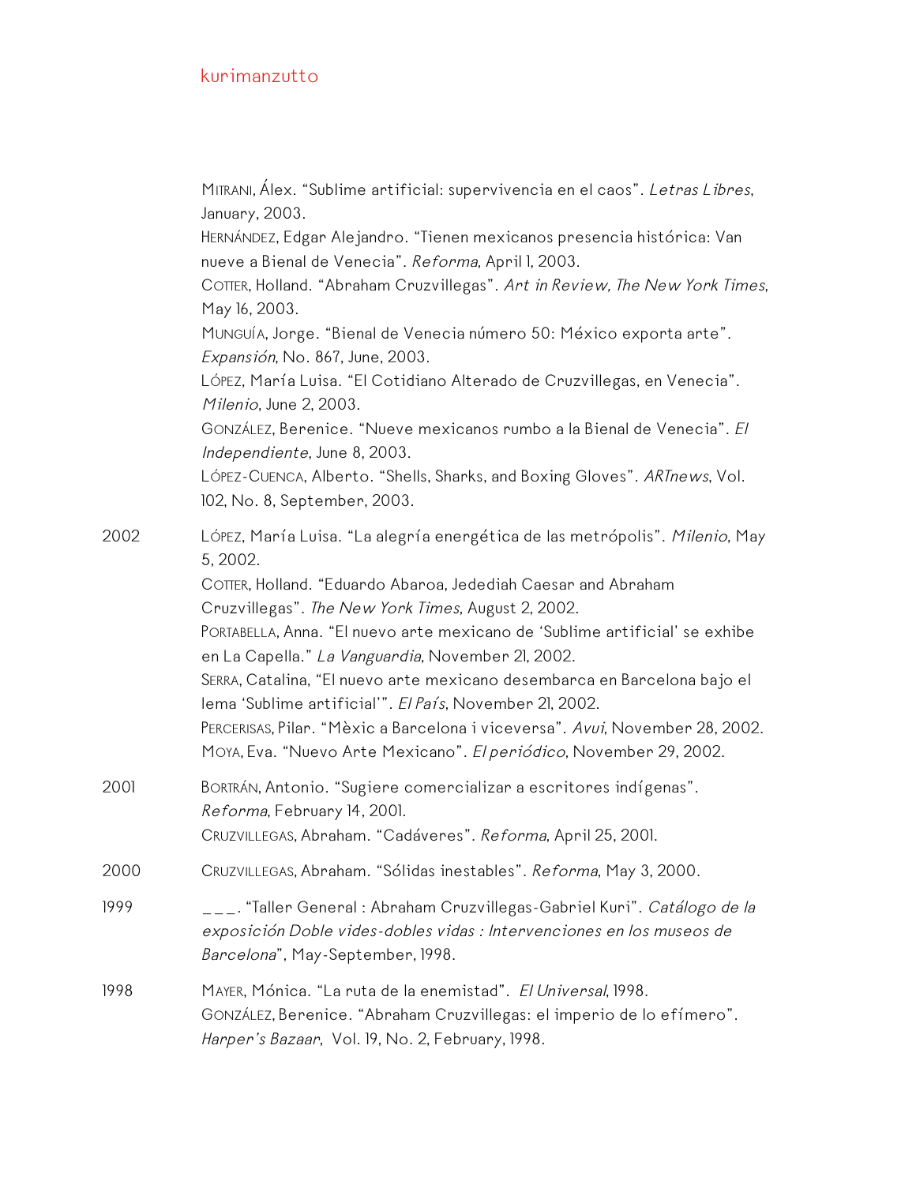Mitrani, Álex. “Sublime artificial: supervivencia en el caos”. *Letras Libres*, January, 2003.
Hernández, Edgar Alejandro. “Tienen mexicanos presencia histórica: Van nueve a Bienal de Venecia”. *Reforma*, April 1, 2003.
Cotter, Holland. “Abraham Cruzvillegas”. *Art in Review, The New York Times*, May 16, 2003.
Munguía, Jorge. “Bienal de Venecia número 50: México exporta arte”. *Expansión*, No. 867, June, 2003.
López, María Luisa. “El Cotidiano Alterado de Cruzvillegas, en Venecia”. *Milenio*, June 2, 2003.
González, Berenice. “Nueve mexicanos rumbo a la Bienal de Venecia”. *El Independiente*, June 8, 2003.
López-Cuenca, Alberto. “Shells, Sharks, and Boxing Gloves”. *ARTnews*, Vol. 102, No. 8, September, 2003.

2002
López, María Luisa. “La alegría energética de las metrópolis”. *Milenio*, May 5, 2002.
Cotter, Holland. “Eduardo Abaroa, Jedediah Caesar and Abraham Cruzvillegas”. *The New York Times*, August 2, 2002.
Portabella, Anna. “El nuevo arte mexicano de ‘Sublime artificial’ se exhibe en La Capella.” *La Vanguardia*, November 21, 2002.
Serra, Catalina, “El nuevo arte mexicano desembarca en Barcelona bajo el lema ‘Sublime artificial’”. *El País*, November 21, 2002.
Percerisas, Pilar. “Mèxic a Barcelona i viceversa”. *Avui*, November 28, 2002.
Moya, Eva. “Nuevo Arte Mexicano”. *El periódico*, November 29, 2002.

2001
Bortrán, Antonio. “Sugiere comercializar a escritores indígenas”. *Reforma*, February 14, 2001.
Cruzvillegas, Abraham. “Cadáveres”. *Reforma*, April 25, 2001.

2000
Cruzvillegas, Abraham. “Sólidas inestables”. *Reforma*, May 3, 2000.

1999
___. “Taller General : Abraham Cruzvillegas-Gabriel Kuri”. *Catálogo de la exposición Doble vides-dobles vidas : Intervenciones en los museos de Barcelona*”, May-September, 1998.

1998
Mayer, Mónica. “La ruta de la enemistad”. *El Universal*, 1998.
González, Berenice. “Abraham Cruzvillegas: el imperio de lo efímero”. *Harper’s Bazaar*, Vol. 19, No. 2, February, 1998.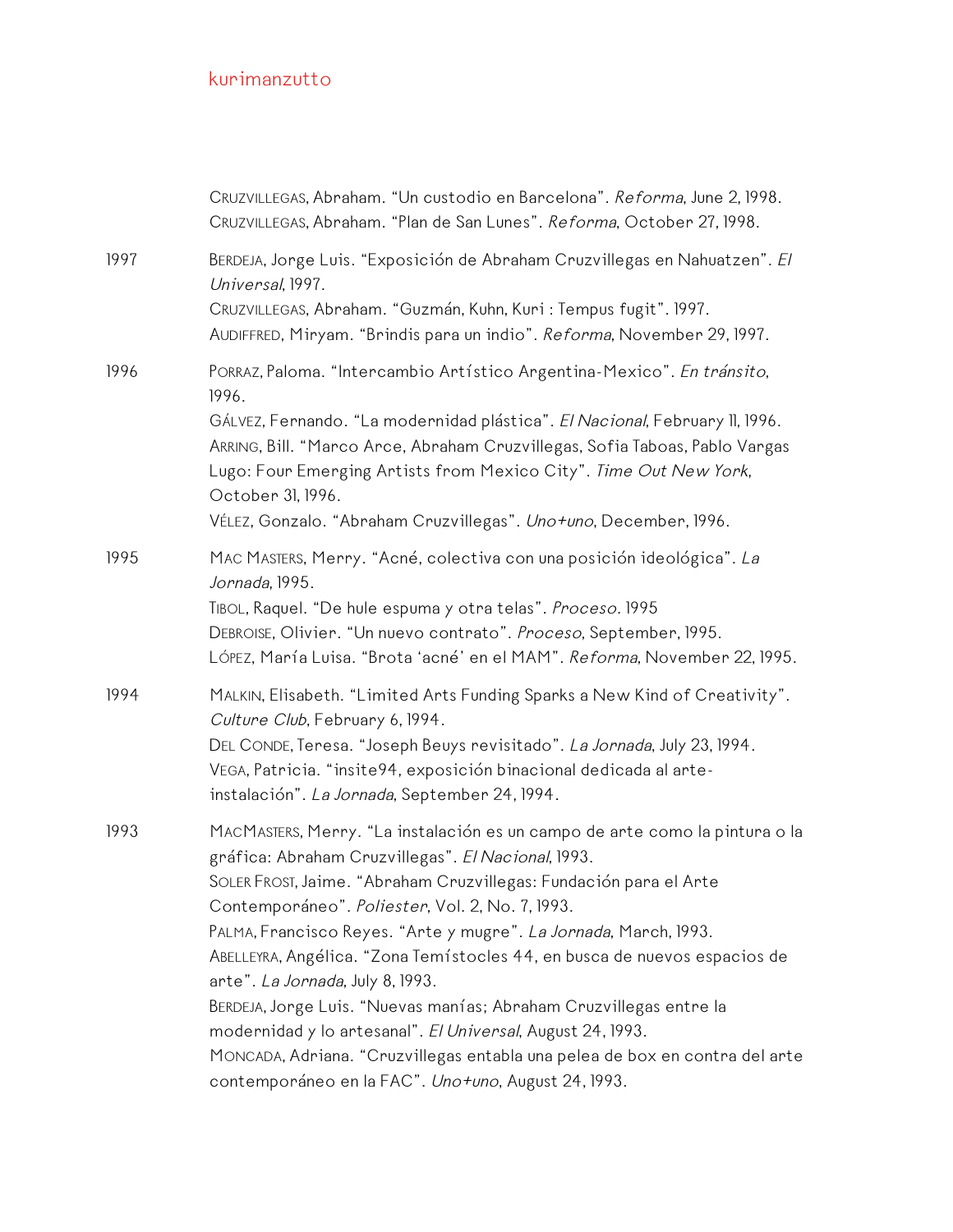Cruzvillegas, Abraham. "Un custodio en Barcelona". *Reforma*, June 2, 1998.
Cruzvillegas, Abraham. "Plan de San Lunes". *Reforma*, October 27, 1998.

1997

Berdeja, Jorge Luis. "Exposición de Abraham Cruzvillegas en Nahuatzen". *El Universal*, 1997.
Cruzvillegas, Abraham. "Guzmán, Kuhn, Kuri : Tempus fugit". 1997.
Audiffred, Miryam. "Brindis para un indio". *Reforma*, November 29, 1997.

1996

Porraz, Paloma. "Intercambio Artístico Argentina-Mexico". *En tránsito*, 1996.
Gálvez, Fernando. "La modernidad plástica". *El Nacional*, February 11, 1996.
Arring, Bill. "Marco Arce, Abraham Cruzvillegas, Sofia Taboas, Pablo Vargas Lugo: Four Emerging Artists from Mexico City". *Time Out New York*, October 31, 1996.
Vélez, Gonzalo. "Abraham Cruzvillegas". *Uno+uno*, December, 1996.

1995

Mac Masters, Merry. "Acné, colectiva con una posición ideológica". *La Jornada*, 1995.
Tibol, Raquel. "De hule espuma y otra telas". *Proceso*. 1995
Debroise, Olivier. "Un nuevo contrato". *Proceso*, September, 1995.
López, María Luisa. "Brota 'acné' en el MAM". *Reforma*, November 22, 1995.

1994

Malkin, Elisabeth. "Limited Arts Funding Sparks a New Kind of Creativity". *Culture Club*, February 6, 1994.
Del Conde, Teresa. "Joseph Beuys revisitado". *La Jornada*, July 23, 1994.
Vega, Patricia. "insite94, exposición binacional dedicada al arte-instalación". *La Jornada*, September 24, 1994.

1993

MacMasters, Merry. "La instalación es un campo de arte como la pintura o la gráfica: Abraham Cruzvillegas". *El Nacional*, 1993.
Soler Frost, Jaime. "Abraham Cruzvillegas: Fundación para el Arte Contemporáneo". *Poliester*, Vol. 2, No. 7, 1993.
Palma, Francisco Reyes. "Arte y mugre". *La Jornada*, March, 1993.
Abelleyra, Angélica. "Zona Temístocles 44, en busca de nuevos espacios de arte". *La Jornada*, July 8, 1993.
Berdeja, Jorge Luis. "Nuevas manías; Abraham Cruzvillegas entre la modernidad y lo artesanal". *El Universal*, August 24, 1993.
Moncada, Adriana. "Cruzvillegas entabla una pelea de box en contra del arte contemporáneo en la FAC". *Uno+uno*, August 24, 1993.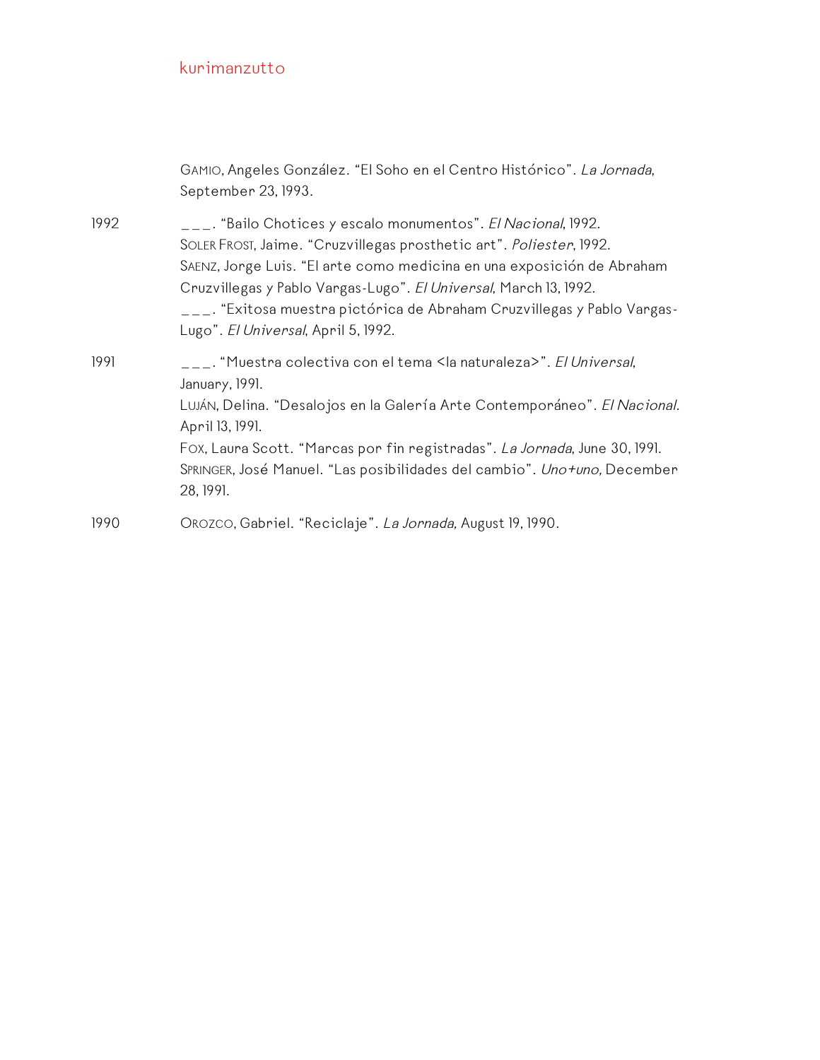GAMIO, Angeles González. "El Soho en el Centro Histórico". *La Jornada*, September 23, 1993.

1992

___. "Bailo Chotices y escalo monumentos". *El Nacional*, 1992.
SOLER FROST, Jaime. "Cruzvillegas prosthetic art". *Poliester*, 1992.
SAENZ, Jorge Luis. "El arte como medicina en una exposición de Abraham Cruzvillegas y Pablo Vargas-Lugo". *El Universal*, March 13, 1992.
___. "Exitosa muestra pictórica de Abraham Cruzvillegas y Pablo Vargas-Lugo". *El Universal*, April 5, 1992.

1991

___. "Muestra colectiva con el tema <la naturaleza>". *El Universal*, January, 1991.
LUJÁN, Delina. "Desalojos en la Galería Arte Contemporáneo". *El Nacional*. April 13, 1991.
FOX, Laura Scott. "Marcas por fin registradas". *La Jornada*, June 30, 1991.
SPRINGER, José Manuel. "Las posibilidades del cambio". *Uno+uno,* December 28, 1991.

1990

OROZCO, Gabriel. "Reciclaje". *La Jornada,* August 19, 1990.